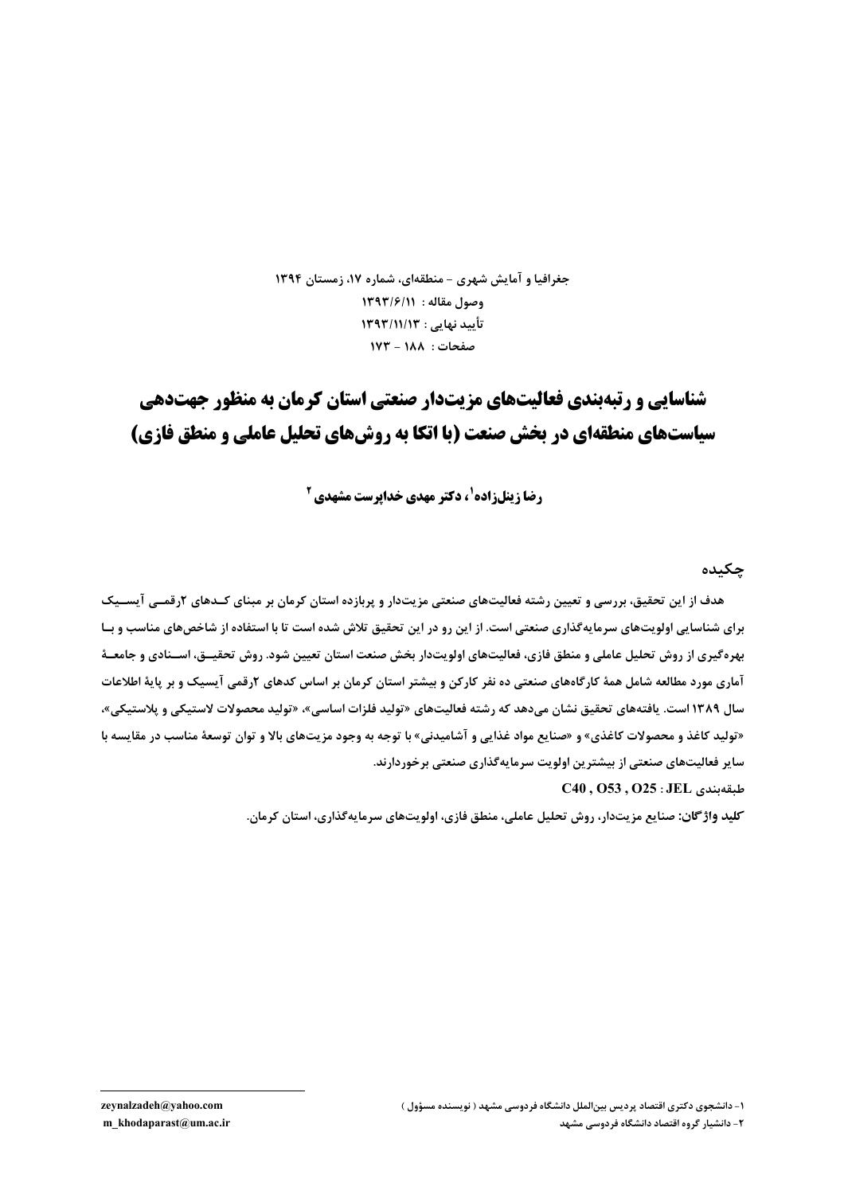جغرافیا و آمایش شهری - منطقه‌ای، شماره ۱۷، زمستان ۱۳۹۴

وصول مقاله : ۱۳۹۳/۶/۱۱

تأیید نهایی : ۱۳۹۳/۱۱/۱۳

صفحات : ۱۸۸ - ۱۷۳

# شناسایی و رتبه‌بندی فعالیت‌های مزیت‌دار صنعتی استان کرمان به منظور جهت‌دهی سیاست‌های منطقه‌ای در بخش صنعت (با اتکا به روش‌های تحلیل عاملی و منطق فازی)

**رضا زینل‌زاده[1]، دکتر مهدی خداپرست مشهدی[2]**

## چکیده

هدف از این تحقیق، بررسی و تعیین رشته فعالیت‌های صنعتی مزیت‌دار و پربازده استان کرمان بر مبنای کدهای ۲رقمی آیسیک برای شناسایی اولویت‌های سرمایه‌گذاری صنعتی است. از این رو در این تحقیق تلاش شده است تا با استفاده از شاخص‌های مناسب و با بهره‌گیری از روش تحلیل عاملی و منطق فازی، فعالیت‌های اولویت‌دار بخش صنعت استان تعیین شود. روش تحقیق، اسنادی و جامعهٔ آماری مورد مطالعه شامل همهٔ کارگاه‌های صنعتی ده نفر کارکن و بیشتر استان کرمان بر اساس کدهای ۲رقمی آیسیک و بر پایهٔ اطلاعات سال ۱۳۸۹ است. یافته‌های تحقیق نشان می‌دهد که رشته فعالیت‌های «تولید فلزات اساسی»، «تولید محصولات لاستیکی و پلاستیکی»، «تولید کاغذ و محصولات کاغذی» و «صنایع مواد غذایی و آشامیدنی» با توجه به وجود مزیت‌های بالا و توان توسعهٔ مناسب در مقایسه با سایر فعالیت‌های صنعتی از بیشترین اولویت سرمایه‌گذاری صنعتی برخوردارند.

طبقه‌بندی JEL : C40 , O53 , O25

**کلید واژگان:** صنایع مزیت‌دار، روش تحلیل عاملی، منطق فازی، اولویت‌های سرمایه‌گذاری، استان کرمان.

---

۱- دانشجوی دکتری اقتصاد پردیس بین‌الملل دانشگاه فردوسی مشهد ( نویسنده مسؤول ) zeynalzadeh@yahoo.com

۲- دانشیار گروه اقتصاد دانشگاه فردوسی مشهد m_khodaparast@um.ac.ir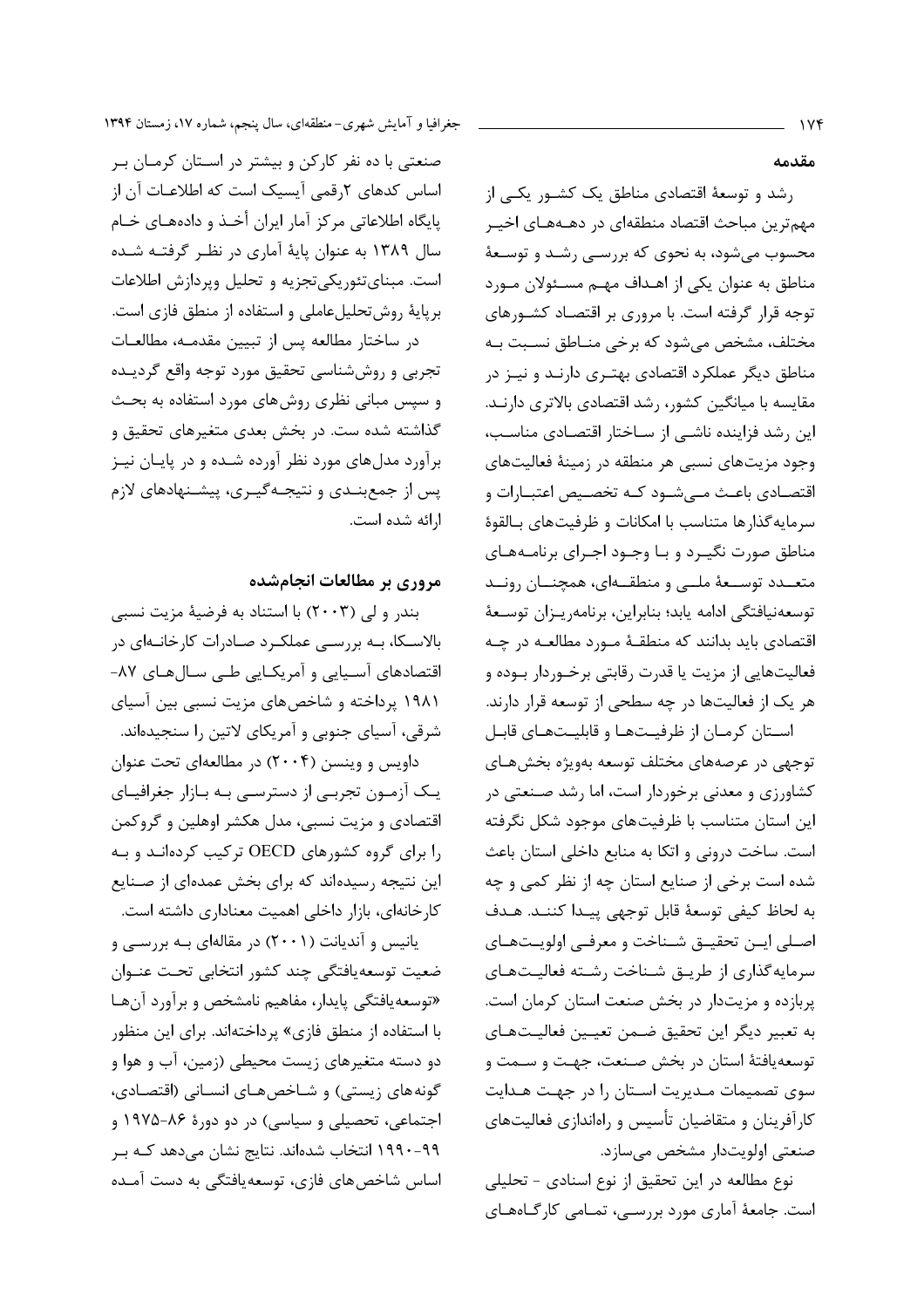## مقدمه

رشد و توسعهٔ اقتصادی مناطق یک کشور یکی از مهم‌ترین مباحث اقتصاد منطقه‌ای در دهه‌های اخیر محسوب می‌شود، به نحوی که بررسی رشد و توسعهٔ مناطق به عنوان یکی از اهداف مهم مسئولان مورد توجه قرار گرفته است. با مروری بر اقتصاد کشورهای مختلف، مشخص می‌شود که برخی مناطق نسبت به مناطق دیگر عملکرد اقتصادی بهتری دارند و نیز در مقایسه با میانگین کشور، رشد اقتصادی بالاتری دارند. این رشد فزاینده ناشی از ساختار اقتصادی مناسب، وجود مزیت‌های نسبی هر منطقه در زمینهٔ فعالیت‌های اقتصادی باعث می‌شود که تخصیص اعتبارات و سرمایه‌گذارها متناسب با امکانات و ظرفیت‌های بالقوهٔ مناطق صورت نگیرد و با وجود اجرای برنامه‌های متعدد توسعهٔ ملی و منطقه‌ای، همچنان روند توسعه‌نیافتگی ادامه یابد؛ بنابراین، برنامه‌ریزان توسعهٔ اقتصادی باید بدانند که منطقهٔ مورد مطالعه در چه فعالیت‌هایی از مزیت یا قدرت رقابتی برخوردار بوده و هر یک از فعالیت‌ها در چه سطحی از توسعه قرار دارند.

استان کرمان از ظرفیت‌ها و قابلیت‌های قابل توجهی در عرصه‌های مختلف توسعه به‌ویژه بخش‌های کشاورزی و معدنی برخوردار است، اما رشد صنعتی در این استان متناسب با ظرفیت‌های موجود شکل نگرفته است. ساخت درونی و اتکا به منابع داخلی استان باعث شده است برخی از صنایع استان چه از نظر کمی و چه به لحاظ کیفی توسعهٔ قابل توجهی پیدا کنند. هدف اصلی این تحقیق شناخت و معرفی اولویت‌های سرمایه‌گذاری از طریق شناخت رشته فعالیت‌های پربازده و مزیت‌دار در بخش صنعت استان کرمان است. به تعبیر دیگر این تحقیق ضمن تعیین فعالیت‌های توسعه‌یافتهٔ استان در بخش صنعت، جهت و سمت و سوی تصمیمات مدیریت استان را در جهت هدایت کارآفرینان و متقاضیان تأسیس و راه‌اندازی فعالیت‌های صنعتی اولویت‌دار مشخص می‌سازد.

نوع مطالعه در این تحقیق از نوع اسنادی - تحلیلی است. جامعهٔ آماری مورد بررسی، تمامی کارگاه‌های صنعتی با ده نفر کارکن و بیشتر در استان کرمان بر اساس کدهای ۲رقمی آیسیک است که اطلاعات آن از پایگاه اطلاعاتی مرکز آمار ایران أخذ و داده‌های خام سال ۱۳۸۹ به عنوان پایهٔ آماری در نظر گرفته شده است. مبنای‌تئوریکی‌تجزیه و تحلیل وپردازش اطلاعات برپایهٔ روش‌تحلیل‌عاملی و استفاده از منطق فازی است.

در ساختار مطالعه پس از تبیین مقدمه، مطالعات تجربی و روش‌شناسی تحقیق مورد توجه واقع گردیده و سپس مبانی نظری روش‌های مورد استفاده به بحث گذاشته شده ست. در بخش بعدی متغیرهای تحقیق و برآورد مدل‌های مورد نظر آورده شده و در پایان نیز پس از جمع‌بندی و نتیجه‌گیری، پیشنهادهای لازم ارائه شده است.

## مروری بر مطالعات انجام‌شده

بندر و لی (۲۰۰۳) با استناد به فرضیهٔ مزیت نسبی بالاسکا، به بررسی عملکرد صادرات کارخانه‌ای در اقتصادهای آسیایی و آمریکایی طی سال‌های ۸۷-۱۹۸۱ پرداخته و شاخص‌های مزیت نسبی بین آسیای شرقی، آسیای جنوبی و آمریکای لاتین را سنجیده‌اند.

داویس و وینسن (۲۰۰۴) در مطالعه‌ای تحت عنوان یک آزمون تجربی از دسترسی به بازار جغرافیای اقتصادی و مزیت نسبی، مدل هکشر اوهلین و گروکمن را برای گروه کشورهای OECD ترکیب کرده‌اند و به این نتیجه رسیده‌اند که برای بخش عمده‌ای از صنایع کارخانه‌ای، بازار داخلی اهمیت معناداری داشته است.

یانیس و آندیانت (۲۰۰۱) در مقاله‌ای به بررسی و ضعیت توسعه‌یافتگی چند کشور انتخابی تحت عنوان «توسعه‌یافتگی پایدار، مفاهیم نامشخص و برآورد آن‌ها با استفاده از منطق فازی» پرداخته‌اند. برای این منظور دو دسته متغیرهای زیست محیطی (زمین، آب و هوا و گونه‌های زیستی) و شاخص‌های انسانی (اقتصادی، اجتماعی، تحصیلی و سیاسی) در دو دورهٔ ۸۶-۱۹۷۵ و ۹۹-۱۹۹۰ انتخاب شده‌اند. نتایج نشان می‌دهد که بر اساس شاخص‌های فازی، توسعه‌یافتگی به دست آمده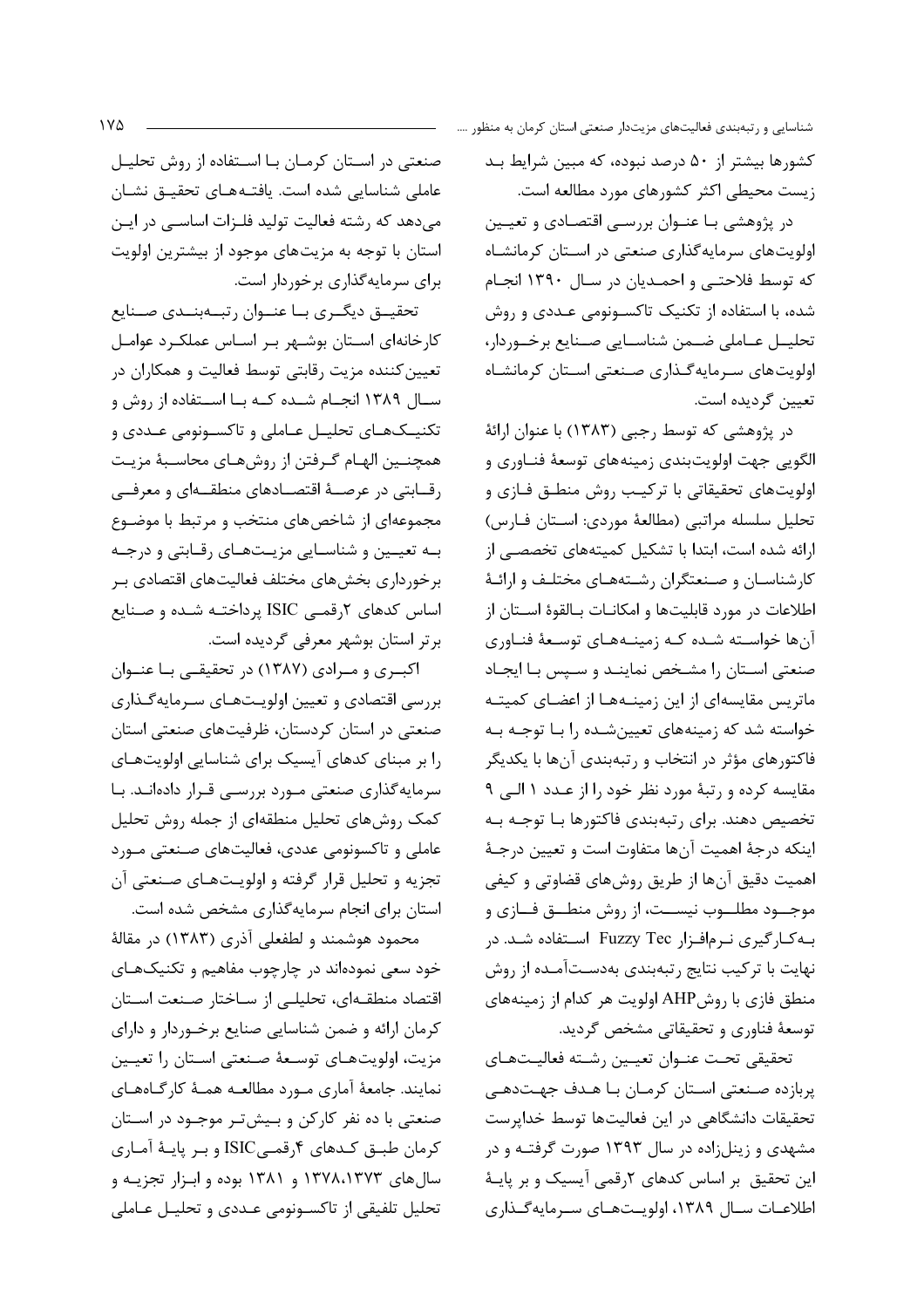کشورها بیشتر از ۵۰ درصد نبوده، که مبین شرایط بد زیست محیطی اکثر کشورهای مورد مطالعه است.

در پژوهشی با عنوان بررسی اقتصادی و تعیین اولویت‌های سرمایه‌گذاری صنعتی در استان کرمانشاه که توسط فلاحتی و احمدیان در سال ۱۳۹۰ انجام شده، با استفاده از تکنیک تاکسونومی عددی و روش تحلیل عاملی ضمن شناسایی صنایع برخوردار، اولویت‌های سرمایه‌گذاری صنعتی استان کرمانشاه تعیین گردیده است.

در پژوهشی که توسط رجبی (۱۳۸۳) با عنوان ارائهٔ الگویی جهت اولویت‌بندی زمینه‌های توسعهٔ فناوری و اولویت‌های تحقیقاتی با ترکیب روش منطق فازی و تحلیل سلسله مراتبی (مطالعهٔ موردی: استان فارس) ارائه شده است، ابتدا با تشکیل کمیته‌های تخصصی از کارشناسان و صنعتگران رشته‌های مختلف و ارائهٔ اطلاعات در مورد قابلیت‌ها و امکانات بالقوهٔ استان از آن‌ها خواسته شده که زمینه‌های توسعهٔ فناوری صنعتی استان را مشخص نمایند و سپس با ایجاد ماتریس مقایسه‌ای از این زمینه‌ها از اعضای کمیته خواسته شد که زمینه‌های تعیین‌شده را با توجه به فاکتورهای مؤثر در انتخاب و رتبه‌بندی آن‌ها با یکدیگر مقایسه کرده و رتبهٔ مورد نظر خود را از عدد ۱ الی ۹ تخصیص دهند. برای رتبه‌بندی فاکتورها با توجه به اینکه درجهٔ اهمیت آن‌ها متفاوت است و تعیین درجهٔ اهمیت دقیق آن‌ها از طریق روش‌های قضاوتی و کیفی موجود مطلوب نیست، از روش منطق فازی و به‌کارگیری نرم‌افزار Fuzzy Tec استفاده شد. در نهایت با ترکیب نتایج رتبه‌بندی به‌دست‌آمده از روش منطق فازی با روشAHP اولویت هر کدام از زمینه‌های توسعهٔ فناوری و تحقیقاتی مشخص گردید.

تحقیقی تحت عنوان تعیین رشته فعالیت‌های پربازده صنعتی استان کرمان با هدف جهت‌دهی تحقیقات دانشگاهی در این فعالیت‌ها توسط خداپرست مشهدی و زینل‌زاده در سال ۱۳۹۳ صورت گرفته و در این تحقیق بر اساس کدهای ۲رقمی آیسیک و بر پایهٔ اطلاعات سال ۱۳۸۹، اولویت‌های سرمایه‌گذاری صنعتی در استان کرمان با استفاده از روش تحلیل عاملی شناسایی شده است. یافته‌های تحقیق نشان می‌دهد که رشته فعالیت تولید فلزات اساسی در این استان با توجه به مزیت‌های موجود از بیشترین اولویت برای سرمایه‌گذاری برخوردار است.

تحقیق دیگری با عنوان رتبه‌بندی صنایع کارخانه‌ای استان بوشهر بر اساس عملکرد عوامل تعیین‌کننده مزیت رقابتی توسط فعالیت و همکاران در سال ۱۳۸۹ انجام شده که با استفاده از روش و تکنیک‌های تحلیل عاملی و تاکسونومی عددی و همچنین الهام گرفتن از روش‌های محاسبهٔ مزیت رقابتی در عرصهٔ اقتصادهای منطقه‌ای و معرفی مجموعه‌ای از شاخص‌های منتخب و مرتبط با موضوع به تعیین و شناسایی مزیت‌های رقابتی و درجه برخورداری بخش‌های مختلف فعالیت‌های اقتصادی بر اساس کدهای ۲رقمی ISIC پرداخته شده و صنایع برتر استان بوشهر معرفی گردیده است.

اکبری و مرادی (۱۳۸۷) در تحقیقی با عنوان بررسی اقتصادی و تعیین اولویت‌های سرمایه‌گذاری صنعتی در استان کردستان، ظرفیت‌های صنعتی استان را بر مبنای کدهای آیسیک برای شناسایی اولویت‌های سرمایه‌گذاری صنعتی مورد بررسی قرار داده‌اند. با کمک روش‌های تحلیل منطقه‌ای از جمله روش تحلیل عاملی و تاکسونومی عددی، فعالیت‌های صنعتی مورد تجزیه و تحلیل قرار گرفته و اولویت‌های صنعتی آن استان برای انجام سرمایه‌گذاری مشخص شده است.

محمود هوشمند و لطفعلی آذری (۱۳۸۳) در مقالهٔ خود سعی نموده‌اند در چارچوب مفاهیم و تکنیک‌های اقتصاد منطقه‌ای، تحلیلی از ساختار صنعت استان کرمان ارائه و ضمن شناسایی صنایع برخوردار و دارای مزیت، اولویت‌های توسعهٔ صنعتی استان را تعیین نمایند. جامعهٔ آماری مورد مطالعه همهٔ کارگاه‌های صنعتی با ده نفر کارکن و بیش‌تر موجود در استان کرمان طبق کدهای ۴رقمیISIC و بر پایهٔ آماری سال‌های ۱۳۷۸،۱۳۷۳ و ۱۳۸۱ بوده و ابزار تجزیه و تحلیل تلفیقی از تاکسونومی عددی و تحلیل عاملی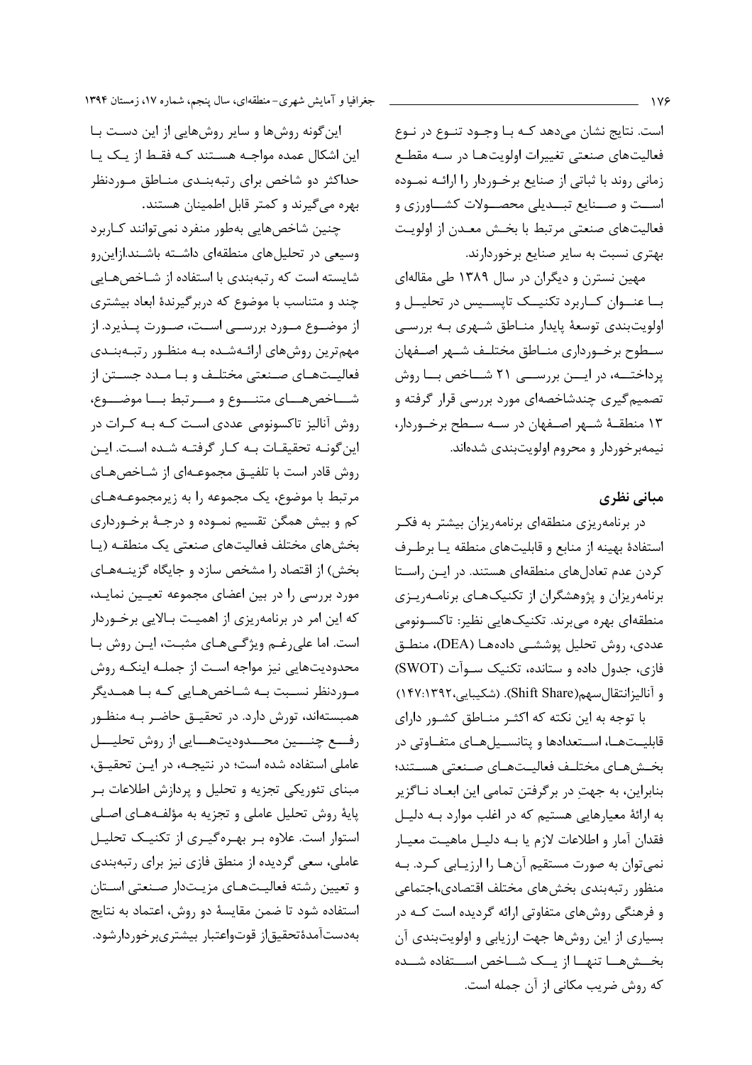است. نتایج نشان می‌دهد کـه بـا وجـود تنـوع در نـوع فعالیت‌های صنعتی تغییرات اولویت‌هـا در سـه مقطـع زمانی روند با ثباتی از صنایع برخـوردار را ارائـه نمـوده اسـت و صـنایع تبـدیلی محصـولات کشـاورزی و فعالیت‌های صنعتی مرتبط با بخـش معـدن از اولویـت بهتری نسبت به سایر صنایع برخوردارند.

مهین نسترن و دیگران در سال ۱۳۸۹ طی مقاله‌ای بـا عنـوان کـاربرد تکنیـک تاپسـیس در تحلیـل و اولویت‌بندی توسعهٔ پایدار منـاطق شـهری بـه بررسـی سـطوح برخـورداری منـاطق مختلـف شـهر اصـفهان پرداختـه، در ایـن بررسـی ۲۱ شـاخص بـا روش تصمیم‌گیری چندشاخصه‌ای مورد بررسی قرار گرفته و ۱۳ منطقـهٔ شـهر اصـفهان در سـه سـطح برخـوردار، نیمه‌برخوردار و محروم اولویت‌بندی شده‌اند.

## مبانی نظری

در برنامه‌ریزی منطقه‌ای برنامه‌ریزان بیشتر به فکـر استفادهٔ بهینه از منابع و قابلیت‌های منطقه یـا برطـرف کردن عدم تعادل‌های منطقه‌ای هستند. در ایـن راسـتا برنامه‌ریزان و پژوهشگران از تکنیک‌هـای برنامـه‌ریـزی منطقه‌ای بهره می‌برند. تکنیک‌هایی نظیر: تاکسـونومی عددی، روش تحلیل پوششـی داده‌هـا (DEA)، منطـق فازی، جدول داده و ستانده، تکنیک سـوآت (SWOT) و آنالیزانتقال‌سهم(Shift Share). (شکیبایی،۱۳۹۲:۱۴۷)

با توجه به این نکته که اکثـر منـاطق کشـور دارای قابلیـت‌هـا، اسـتعدادها و پتانسـیل‌هـای متفـاوتی در بخـش‌هـای مختلـف فعالیـت‌هـای صـنعتی هسـتند؛ بنابراین، به جهتِ در برگرفتن تمامی این ابعـاد نـاگزیر به ارائهٔ معیارهایی هستیم که در اغلب موارد بـه دلیـل فقدان آمار و اطلاعات لازم یا بـه دلیـل ماهیـت معیـار نمی‌توان به صورت مستقیم آن‌هـا را ارزیـابی کـرد. بـه منظور رتبه‌بندی بخش‌های مختلف اقتصادی،اجتماعی و فرهنگی روش‌های متفاوتی ارائه گردیده است کـه در بسیاری از این روش‌ها جهت ارزیابی و اولویت‌بندی آن بخـش‌هـا تنهـا از یـک شـاخص اسـتفاده شـده که روش ضریب مکانی از آن جمله است.

این‌گونه روش‌ها و سایر روش‌هایی از این دسـت بـا این اشکال عمده مواجـه هسـتند کـه فقـط از یـک یـا حداکثر دو شاخص برای رتبه‌بنـدی منـاطق مـوردنظر بهره می‌گیرند و کمتر قابل اطمینان هستند.

چنین شاخص‌هایی به‌طور منفرد نمی‌توانند کـاربرد وسیعی در تحلیل‌های منطقه‌ای داشـته باشـند.ازاین‌رو شایسته است که رتبه‌بندی با استفاده از شـاخص‌هـایی چند و متناسب با موضوع که دربرگیرندهٔ ابعاد بیشتری از موضـوع مـورد بررسـی اسـت، صـورت پـذیرد. از مهم‌ترین روش‌های ارائه‌شـده بـه منظـور رتبـه‌بنـدی فعالیـت‌هـای صـنعتی مختلـف و بـا مـدد جسـتن از شـاخص‌هـای متنـوع و مـرتبط بـا موضـوع، روش آنالیز تاکسونومی عددی اسـت کـه بـه کـرات در این‌گونـه تحقیقـات بـه کـار گرفتـه شـده اسـت. ایـن روش قادر است با تلفیـق مجموعـه‌ای از شـاخص‌هـای مرتبط با موضوع، یک مجموعه را به زیرمجموعـه‌هـای کم و بیش همگن تقسیم نمـوده و درجـهٔ برخـورداری بخش‌های مختلف فعالیت‌های صنعتی یک منطقـه (یـا بخش) از اقتصاد را مشخص سازد و جایگاه گزینـه‌هـای مورد بررسی را در بین اعضای مجموعه تعیـین نمایـد، که این امر در برنامه‌ریزی از اهمیـت بـالایی برخـوردار است. اما علی‌رغـم ویژگـی‌هـای مثبـت، ایـن روش بـا محدودیت‌هایی نیز مواجه اسـت از جملـه اینکـه روش مـوردنظر نسـبت بـه شـاخص‌هـایی کـه بـا همـدیگر همبسته‌اند، تورش دارد. در تحقیـق حاضـر بـه منظـور رفـع چنـین محـدودیت‌هـایی از روش تحلیـل عاملی استفاده شده است؛ در نتیجـه، در ایـن تحقیـق، مبنای تئوریکی تجزیه و تحلیل و پردازش اطلاعات بـر پایهٔ روش تحلیل عاملی و تجزیه به مؤلفـه‌هـای اصـلی استوار است. علاوه بـر بهـره‌گیـری از تکنیـک تحلیـل عاملی، سعی گردیده از منطق فازی نیز برای رتبه‌بندی و تعیین رشته فعالیـت‌هـای مزیـت‌دار صـنعتی اسـتان استفاده شود تا ضمن مقایسهٔ دو روش، اعتماد به نتایج به‌دست‌آمدهٔ‌تحقیق‌از قوت‌واعتبار بیشتری‌برخوردارشود.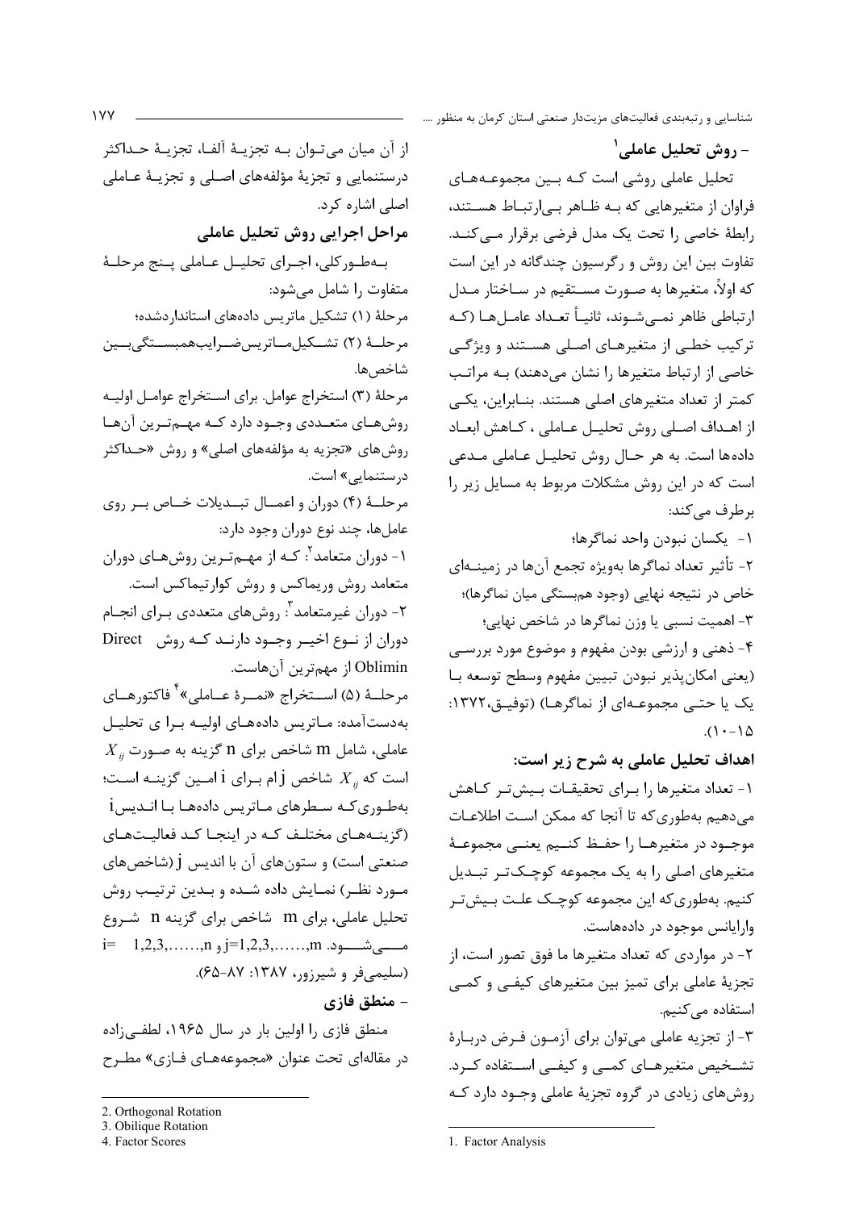## - روش تحلیل عاملی[1]

تحلیل عاملی روشی است که بین مجموعه‌های فراوان از متغیرهایی که به ظاهر بی‌ارتباط هستند، رابطهٔ خاصی را تحت یک مدل فرضی برقرار می‌کند. تفاوت بین این روش و رگرسیون چندگانه در این است که اولاً، متغیرها به صورت مستقیم در ساختار مدل ارتباطی ظاهر نمی‌شوند، ثانیاً تعداد عامل‌ها (که ترکیب خطی از متغیرهای اصلی هستند و ویژگی خاصی از ارتباط متغیرها را نشان می‌دهند) به مراتب کمتر از تعداد متغیرهای اصلی هستند. بنابراین، یکی از اهداف اصلی روش تحلیل عاملی ، کاهش ابعاد داده‌ها است. به هر حال روش تحلیل عاملی مدعی است که در این روش مشکلات مربوط به مسایل زیر را برطرف می‌کند:

۱- یکسان نبودن واحد نماگرها؛

۲- تأثیر تعداد نماگرها به‌ویژه تجمع آن‌ها در زمینه‌ای خاص در نتیجه نهایی (وجود هم‌بستگی میان نماگرها)؛

۳- اهمیت نسبی یا وزن نماگرها در شاخص نهایی؛

۴- ذهنی و ارزشی بودن مفهوم و موضوع مورد بررسی (یعنی امکان‌پذیر نبودن تبیین مفهوم وسطح توسعه با یک یا حتی مجموعه‌ای از نماگرها) (توفیق،۱۳۷۲: ۱۵-۱۰).

### اهداف تحلیل عاملی به شرح زیر است:

۱- تعداد متغیرها را برای تحقیقات بیش‌تر کاهش می‌دهیم به‌طوری‌که تا آنجا که ممکن است اطلاعات موجود در متغیرها را حفظ کنیم یعنی مجموعهٔ متغیرهای اصلی را به یک مجموعه کوچک‌تر تبدیل کنیم. به‌طوری‌که این مجموعه کوچک علت بیش‌تر واریانس موجود در داده‌هاست.

۲- در مواردی که تعداد متغیرها ما فوق تصور است، از تجزیهٔ عاملی برای تمیز بین متغیرهای کیفی و کمی استفاده می‌کنیم.

۳- از تجزیه عاملی می‌توان برای آزمون فرض دربارهٔ تشخیص متغیرهای کمی و کیفی استفاده کرد. روش‌های زیادی در گروه تجزیهٔ عاملی وجود دارد که از آن میان می‌توان به تجزیهٔ آلفا، تجزیهٔ حداکثر درستنمایی و تجزیهٔ مؤلفه‌های اصلی و تجزیهٔ عاملی اصلی اشاره کرد.

### مراحل اجرایی روش تحلیل عاملی

به‌طورکلی، اجرای تحلیل عاملی پنج مرحلهٔ متفاوت را شامل می‌شود:

مرحلهٔ (۱) تشکیل ماتریس داده‌های استانداردشده؛

مرحلهٔ (۲) تشکیل‌ماتریس‌ضرایب‌همبستگی‌بین شاخص‌ها.

مرحلهٔ (۳) استخراج عوامل. برای استخراج عوامل اولیه روش‌های متعددی وجود دارد که مهم‌ترین آن‌ها روش‌های «تجزیه به مؤلفه‌های اصلی» و روش «حداکثر درستنمایی» است.

مرحلهٔ (۴) دوران و اعمال تبدیلات خاص بر روی عامل‌ها، چند نوع دوران وجود دارد:

۱- دوران متعامد[2]: که از مهم‌ترین روش‌های دوران متعامد روش وریماکس و روش کوارتیماکس است.

۲- دوران غیرمتعامد[3]: روش‌های متعددی برای انجام دوران از نوع اخیر وجود دارند که روش Direct Oblimin از مهم‌ترین آن‌هاست.

مرحلهٔ (۵) استخراج «نمرهٔ عاملی»[4] فاکتورهای به‌دست‌آمده: ماتریس داده‌های اولیه برای تحلیل عاملی، شامل m شاخص برای n گزینه به صورت $X_{ij}$ است که $X_{ij}$ شاخص j ام برای i امین گزینه است؛ به‌طوری‌که سطرهای ماتریس داده‌ها با اندیس i (گزینه‌های مختلف که در اینجا کد فعالیت‌های صنعتی است) و ستون‌های آن با اندیس j (شاخص‌های مورد نظر) نمایش داده شده و بدین ترتیب روش تحلیل عاملی، برای m شاخص برای گزینه n شروع می‌شود. $j=1,2,3,\ldots,m$ و $i=1,2,3,\ldots,n$ (سلیمی‌فر و شیرزور، ۱۳۸۷: ۸۷-۶۵).

## - منطق فازی

منطق فازی را اولین بار در سال ۱۹۶۵، لطفی‌زاده در مقاله‌ای تحت عنوان «مجموعه‌های فازی» مطرح

---

1. Factor Analysis
2. Orthogonal Rotation
3. Obilique Rotation
4. Factor Scores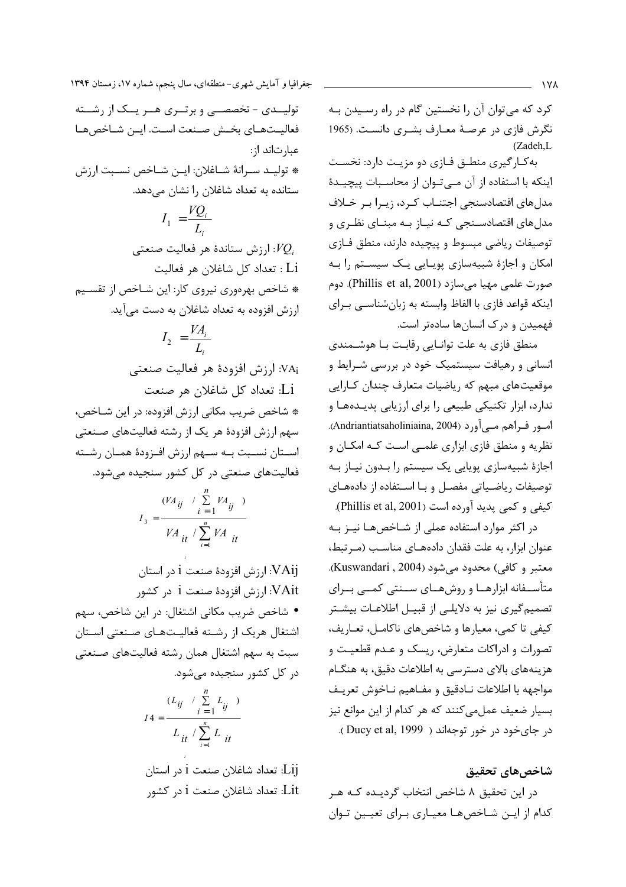کرد که می‌توان آن را نخستین گام در راه رسیدن به نگرش فازی در عرصهٔ معارف بشری دانست. (Zadeh,L 1965)

به‌کارگیری منطق فازی دو مزیت دارد: نخست اینکه با استفاده از آن می‌توان از محاسبات پیچیدهٔ مدل‌های اقتصادسنجی اجتناب کرد، زیرا بر خلاف مدل‌های اقتصادسنجی که نیاز به مبنای نظری و توصیفات ریاضی مبسوط و پیچیده دارند، منطق فازی امکان و اجازهٔ شبیه‌سازی پویایی یک سیستم را به صورت علمی مهیا می‌سازد (Phillis et al, 2001). دوم اینکه قواعد فازی با الفاظ وابسته به زبان‌شناسی برای فهمیدن و درک انسان‌ها ساده‌تر است.

منطق فازی به علت توانایی رقابت با هوشمندی انسانی و رهیافت سیستمیک خود در بررسی شرایط و موقعیت‌های مبهم که ریاضیات متعارف چندان کارایی ندارد، ابزار تکنیکی طبیعی را برای ارزیابی پدیده‌ها و امور فراهم می‌آورد (Andriantiatsaholiniaina, 2004). نظریه و منطق فازی ابزاری علمی است که امکان و اجازهٔ شبیه‌سازی پویایی یک سیستم را بدون نیاز به توصیفات ریاضیاتی مفصل و با استفاده از داده‌های کیفی و کمی پدید آورده است (Phillis et al, 2001).

در اکثر موارد استفاده عملی از شاخص‌ها نیز به عنوان ابزار، به علت فقدان داده‌های مناسب (مرتبط، معتبر و کافی) محدود می‌شود (Kuswandari , 2004). متأسفانه ابزارها و روش‌های سنتی کمی برای تصمیم‌گیری نیز به دلایلی از قبیل اطلاعات بیشتر کیفی تا کمی، معیارها و شاخص‌های ناکامل، تعاریف، تصورات و ادراکات متعارض، ریسک و عدم قطعیت و هزینه‌های بالای دسترسی به اطلاعات دقیق، به هنگام مواجهه با اطلاعات نادقیق و مفاهیم ناخوش تعریف بسیار ضعیف عمل‌می‌کنند که هر کدام از این موانع نیز در جای‌خود در خور توجه‌اند ( Ducy et al, 1999 ).

## شاخص‌های تحقیق

در این تحقیق ۸ شاخص انتخاب گردیده که هر کدام از این شاخص‌ها معیاری برای تعیین توان تولیدی - تخصصی و برتری هر یک از رشته فعالیت‌های بخش صنعت است. این شاخص‌ها عبارت‌اند از:

* تولید سرانهٔ شاغلان: این شاخص نسبت ارزش ستانده به تعداد شاغلان را نشان می‌دهد.

$$I_1 = \frac{VQ_i}{L_i}$$

$VQ_i$: ارزش ستاندهٔ هر فعالیت صنعتی

$L_i$ : تعداد کل شاغلان هر فعالیت

* شاخص بهره‌وری نیروی کار: این شاخص از تقسیم ارزش افزوده به تعداد شاغلان به دست می‌آید.

$$I_2 = \frac{VA_i}{L_i}$$

$VA_i$: ارزش افزودهٔ هر فعالیت صنعتی

$L_i$: تعداد کل شاغلان هر صنعت

* شاخص ضریب مکانی ارزش افزوده: در این شاخص، سهم ارزش افزودهٔ هر یک از رشته فعالیت‌های صنعتی استان نسبت به سهم ارزش افزودهٔ همان رشته فعالیت‌های صنعتی در کل کشور سنجیده می‌شود.

$$I_3 = \frac{(VA_{ij} \;/\; \sum_{i=1}^{n} VA_{ij})}{VA_{it} \;/\; \sum_{i=1}^{n} VA_{it}}$$

$VA_{ij}$: ارزش افزودهٔ صنعت i در استان

$VA_{it}$: ارزش افزودهٔ صنعت i در کشور

• شاخص ضریب مکانی اشتغال: در این شاخص، سهم اشتغال هریک از رشته فعالیت‌های صنعتی استان سبت به سهم اشتغال همان رشته فعالیت‌های صنعتی در کل کشور سنجیده می‌شود.

$$I4 = \frac{(L_{ij} \;/\; \sum_{i=1}^{n} L_{ij})}{L_{it} \;/\; \sum_{i=1}^{n} L_{it}}$$

$L_{ij}$: تعداد شاغلان صنعت i در استان

$L_{it}$: تعداد شاغلان صنعت i در کشور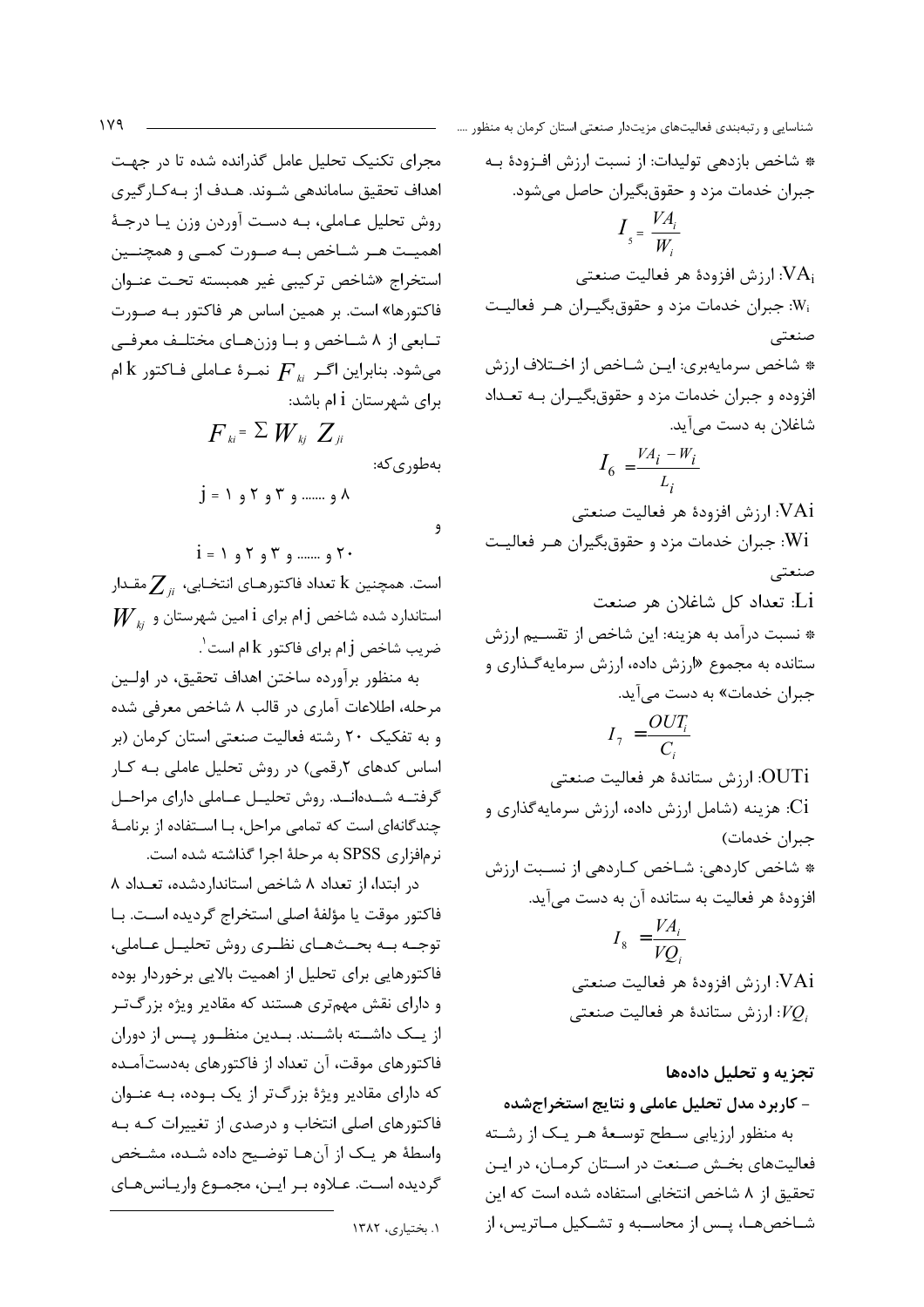* شاخص بازدهی تولیدات: از نسبت ارزش افزودهٔ به جبران خدمات مزد و حقوق‌بگیران حاصل می‌شود.

$$I_5 = \frac{VA_i}{W_i}$$

$VA_i$: ارزش افزودهٔ هر فعالیت صنعتی

$W_i$: جبران خدمات مزد و حقوق‌بگیران هر فعالیت صنعتی

* شاخص سرمایه‌بری: این شاخص از اختلاف ارزش افزوده و جبران خدمات مزد و حقوق‌بگیران به تعداد شاغلان به دست می‌آید.

$$I_6 = \frac{VA_i - W_i}{L_i}$$

$VA_i$: ارزش افزودهٔ هر فعالیت صنعتی

$W_i$: جبران خدمات مزد و حقوق‌بگیران هر فعالیت صنعتی

$L_i$: تعداد کل شاغلان هر صنعت

* نسبت درآمد به هزینه: این شاخص از تقسیم ارزش ستانده به مجموع «ارزش داده، ارزش سرمایه‌گذاری و جبران خدمات» به دست می‌آید.

$$I_7 = \frac{OUT_i}{C_i}$$

$OUT_i$: ارزش ستانده هر فعالیت صنعتی

$C_i$: هزینه (شامل ارزش داده، ارزش سرمایه‌گذاری و جبران خدمات)

* شاخص کاردهی: شاخص کاردهی از نسبت ارزش افزودهٔ هر فعالیت به ستانده آن به دست می‌آید.

$$I_8 = \frac{VA_i}{VQ_i}$$

$VA_i$: ارزش افزودهٔ هر فعالیت صنعتی

$VQ_i$: ارزش ستاندهٔ هر فعالیت صنعتی

## تجزیه و تحلیل داده‌ها

### - کاربرد مدل تحلیل عاملی و نتایج استخراج‌شده

به منظور ارزیابی سطح توسعهٔ هر یک از رشته فعالیت‌های بخش صنعت در استان کرمان، در این تحقیق از ۸ شاخص انتخابی استفاده شده است که این شاخص‌ها، پس از محاسبه و تشکیل ماتریس، از مجرای تکنیک تحلیل عامل گذرانده شده تا در جهت اهداف تحقیق ساماندهی شوند. هدف از به‌کارگیری روش تحلیل عاملی، به دست آوردن وزن یا درجهٔ اهمیت هر شاخص به صورت کمی و همچنین استخراج «شاخص ترکیبی غیر همبسته تحت عنوان فاکتورها» است. بر همین اساس هر فاکتور به صورت تابعی از ۸ شاخص و با وزن‌های مختلف معرفی می‌شود. بنابراین اگر $F_{ki}$ نمرهٔ عاملی فاکتور k ام برای شهرستان i ام باشد:

$$F_{ki} = \Sigma W_{kj} Z_{ji}$$

به‌طوری‌که:

$$j = 1 \text{ و } 2 \text{ و } 3 \text{ و } ....... \text{ و } 8$$

و

$$i = 1 \text{ و } 2 \text{ و } 3 \text{ و } ....... \text{ و } 20$$

است. همچنین k تعداد فاکتورهای انتخابی، $Z_{ji}$ مقدار استاندارد شده شاخص j ام برای i امین شهرستان و $W_{kj}$ ضریب شاخص j ام برای فاکتور k ام است[1].

به منظور برآورده ساختن اهداف تحقیق، در اولین مرحله، اطلاعات آماری در قالب ۸ شاخص معرفی شده و به تفکیک ۲۰ رشته فعالیت صنعتی استان کرمان (بر اساس کدهای ۲رقمی) در روش تحلیل عاملی به کار گرفته شده‌اند. روش تحلیل عاملی دارای مراحل چندگانه‌ای است که تمامی مراحل، با استفاده از برنامهٔ نرم‌افزاری SPSS به مرحلهٔ اجرا گذاشته شده است.

در ابتدا، از تعداد ۸ شاخص استانداردشده، تعداد ۸ فاکتور موقت یا مؤلفهٔ اصلی استخراج گردیده است. با توجه به بحث‌های نظری روش تحلیل عاملی، فاکتورهایی برای تحلیل از اهمیت بالایی برخوردار بوده و دارای نقش مهم‌تری هستند که مقادیر ویژه بزرگ‌تر از یک داشته باشند. بدین منظور پس از دوران فاکتورهای موقت، آن تعداد از فاکتورهای به‌دست‌آمده که دارای مقادیر ویژهٔ بزرگ‌تر از یک بوده، به عنوان فاکتورهای اصلی انتخاب و درصدی از تغییرات که به واسطهٔ هر یک از آن‌ها توضیح داده شده، مشخص گردیده است. علاوه بر این، مجموع واریانس‌های

---

۱. بختیاری، ۱۳۸۲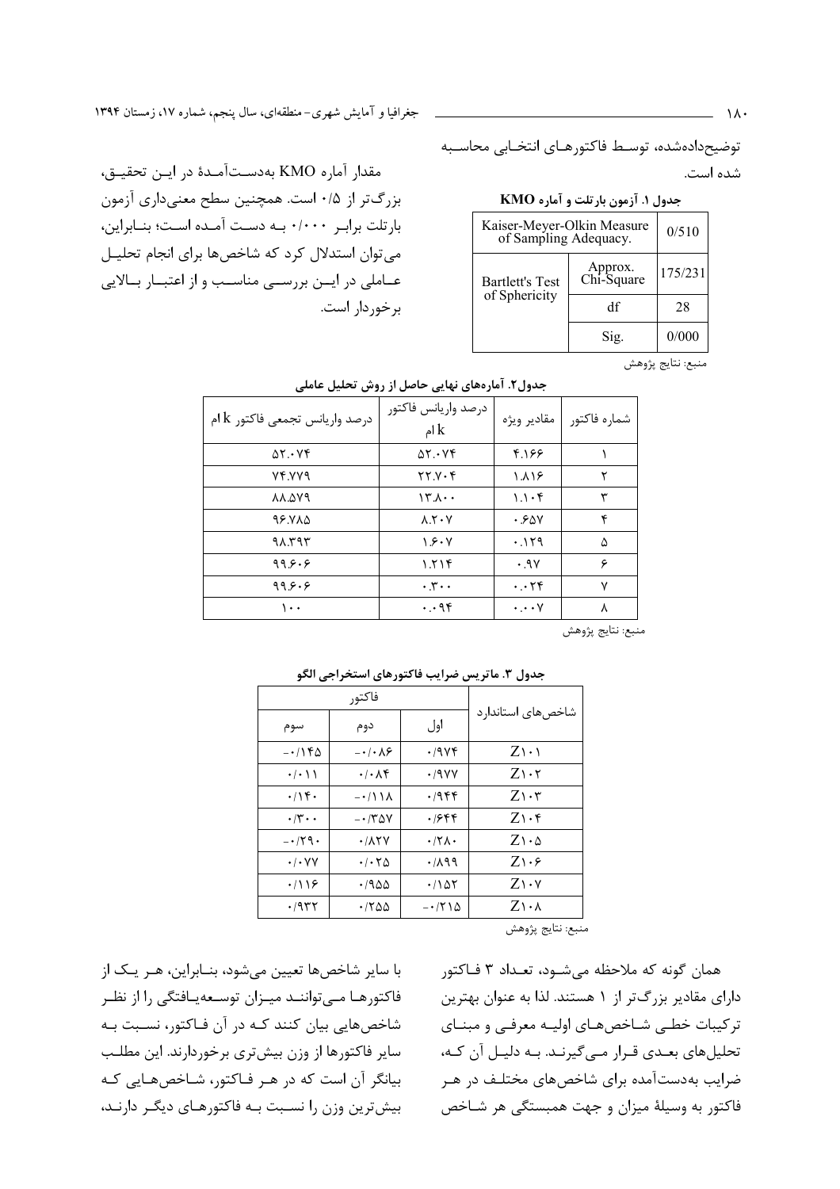توضیح‌داده‌شده، توسط فاکتورهای انتخابی محاسبه شده است.

**جدول ۱. آزمون بارتلت و آماره KMO**

| Kaiser-Meyer-Olkin Measure of Sampling Adequacy. | | 0/510 |
|---|---|---|
| Bartlett's Test of Sphericity | Approx. Chi-Square | 175/231 |
| | df | 28 |
| | Sig. | 0/000 |

منبع: نتایج پژوهش

مقدار آماره KMO به‌دست‌آمدهٔ در این تحقیق، بزرگ‌تر از ۰/۵ است. همچنین سطح معنی‌داری آزمون بارتلت برابر ۰/۰۰۰ به دست آمده است؛ بنابراین، می‌توان استدلال کرد که شاخص‌ها برای انجام تحلیل عاملی در این بررسی مناسب و از اعتبار بالایی برخوردار است.

**جدول۲. آماره‌های نهایی حاصل از روش تحلیل عاملی**

| شماره فاکتور | مقادیر ویژه | درصد واریانس فاکتور k ام | درصد واریانس تجمعی فاکتور k ام |
|---|---|---|---|
| ۱ | ۴.۱۶۶ | ۵۲.۰۷۴ | ۵۲.۰۷۴ |
| ۲ | ۱.۸۱۶ | ۲۲.۷۰۴ | ۷۴.۷۷۹ |
| ۳ | ۱.۱۰۴ | ۱۳.۸۰۰ | ۸۸.۵۷۹ |
| ۴ | ۰.۶۵۷ | ۸.۲۰۷ | ۹۶.۷۸۵ |
| ۵ | ۰.۱۲۹ | ۱.۶۰۷ | ۹۸.۳۹۳ |
| ۶ | ۰.۹۷ | ۱.۲۱۴ | ۹۹.۶۰۶ |
| ۷ | ۰.۰۲۴ | ۰.۳۰۰ | ۹۹.۶۰۶ |
| ۸ | ۰.۰۰۷ | ۰.۰۹۴ | ۱۰۰ |

منبع: نتایج پژوهش

**جدول ۳. ماتریس ضرایب فاکتورهای استخراجی الگو**

| شاخص‌های استاندارد | فاکتور | | |
|---|---|---|---|
| | اول | دوم | سوم |
| Z۱۰۱ | ۰/۹۷۴ | -۰/۰۸۶ | -۰/۱۴۵ |
| Z۱۰۲ | ۰/۹۷۷ | ۰/۰۸۴ | ۰/۰۱۱ |
| Z۱۰۳ | ۰/۹۴۴ | -۰/۱۱۸ | ۰/۱۴۰ |
| Z۱۰۴ | ۰/۶۴۴ | -۰/۳۵۷ | ۰/۳۰۰ |
| Z۱۰۵ | ۰/۲۸۰ | ۰/۸۲۷ | -۰/۲۹۰ |
| Z۱۰۶ | ۰/۸۹۹ | ۰/۰۲۵ | ۰/۰۷۷ |
| Z۱۰۷ | ۰/۱۵۲ | ۰/۹۵۵ | ۰/۱۱۶ |
| Z۱۰۸ | -۰/۲۱۵ | ۰/۲۵۵ | ۰/۹۳۲ |

منبع: نتایج پژوهش

همان گونه که ملاحظه می‌شود، تعداد ۳ فاکتور دارای مقادیر بزرگ‌تر از ۱ هستند. لذا به عنوان بهترین ترکیبات خطی شاخص‌های اولیه معرفی و مبنای تحلیل‌های بعدی قرار می‌گیرند. به دلیل آن که، ضرایب به‌دست‌آمده برای شاخص‌های مختلف در هر فاکتور به وسیلهٔ میزان و جهت همبستگی هر شاخص با سایر شاخص‌ها تعیین می‌شود، بنابراین، هر یک از فاکتورها می‌توانند میزان توسعه‌یافتگی را از نظر شاخص‌هایی بیان کنند که در آن فاکتور، نسبت به سایر فاکتورها از وزن بیش‌تری برخوردارند. این مطلب بیانگر آن است که در هر فاکتور، شاخص‌هایی که بیش‌ترین وزن را نسبت به فاکتورهای دیگر دارند،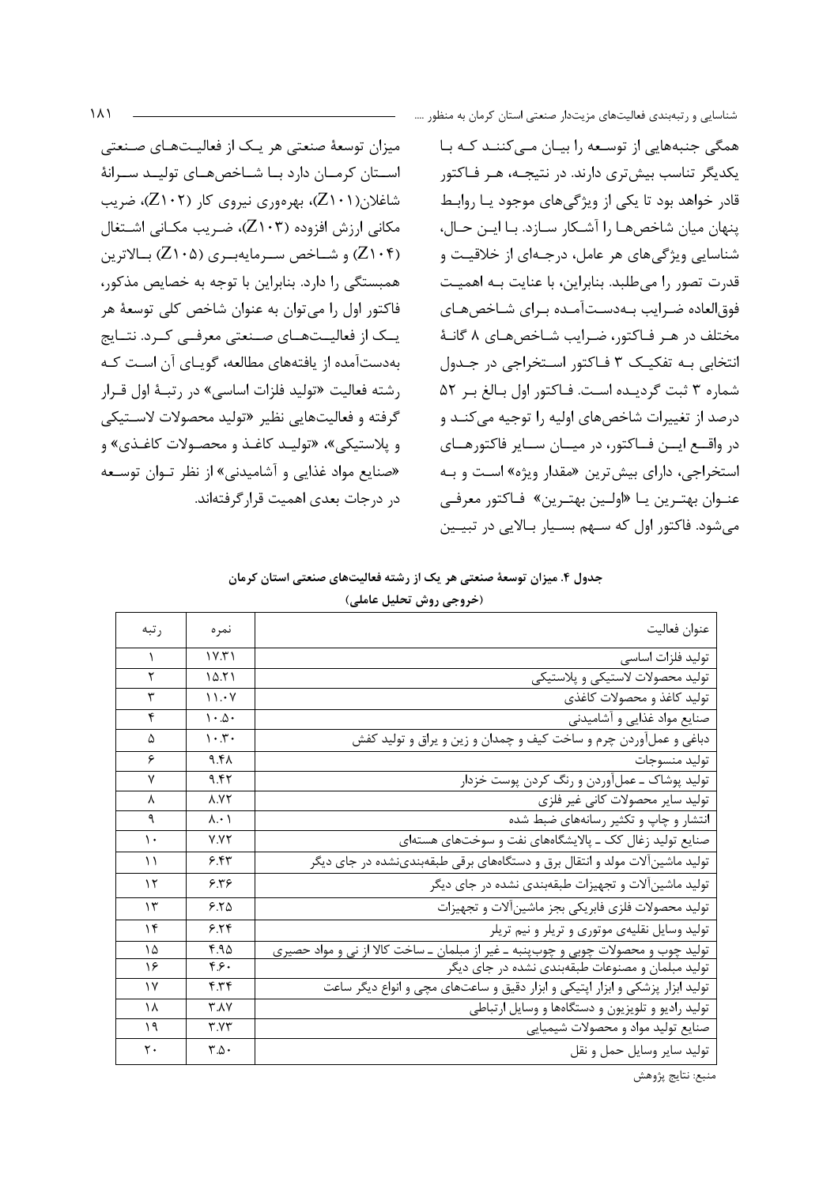همگی جنبه‌هایی از توسعه را بیان می‌کنند که با یکدیگر تناسب بیش‌تری دارند. در نتیجه، هر فاکتور قادر خواهد بود تا یکی از ویژگی‌های موجود یا روابط پنهان میان شاخص‌ها را آشکار سازد. با این حال، شناسایی ویژگی‌های هر عامل، درجه‌ای از خلاقیت و قدرت تصور را می‌طلبد. بنابراین، با عنایت به اهمیت فوق‌العاده ضرایب به‌دست‌آمده برای شاخص‌های مختلف در هر فاکتور، ضرایب شاخص‌های ۸ گانهٔ انتخابی به تفکیک ۳ فاکتور استخراجی در جدول شماره ۳ ثبت گردیده است. فاکتور اول بالغ بر ۵۲ درصد از تغییرات شاخص‌های اولیه را توجیه می‌کند و در واقع این فاکتور، در میان سایر فاکتورهای استخراجی، دارای بیش‌ترین «مقدار ویژه» است و به عنوان بهترین یا «اولین بهترین» فاکتور معرفی می‌شود. فاکتور اول که سهم بسیار بالایی در تبیین میزان توسعهٔ صنعتی هر یک از فعالیت‌های صنعتی استان کرمان دارد با شاخص‌های تولید سرانهٔ شاغلان(Z۱۰۱)، بهره‌وری نیروی کار (Z۱۰۲)، ضریب مکانی ارزش افزوده (Z۱۰۳)، ضریب مکانی اشتغال (Z۱۰۴) و شاخص سرمایه‌بری (Z۱۰۵) بالاترین همبستگی را دارد. بنابراین با توجه به خصایص مذکور، فاکتور اول را می‌توان به عنوان شاخص کلی توسعهٔ هر یک از فعالیت‌های صنعتی معرفی کرد. نتایج به‌دست‌آمده از یافته‌های مطالعه، گویای آن است که رشته فعالیت «تولید فلزات اساسی» در رتبهٔ اول قرار گرفته و فعالیت‌هایی نظیر «تولید محصولات لاستیکی و پلاستیکی»، «تولید کاغذ و محصولات کاغذی» و «صنایع مواد غذایی و آشامیدنی» از نظر توان توسعه در درجات بعدی اهمیت قرارگرفته‌اند.

**جدول ۴. میزان توسعهٔ صنعتی هر یک از رشته فعالیت‌های صنعتی استان کرمان**
**(خروجی روش تحلیل عاملی)**

| عنوان فعالیت | نمره | رتبه |
|---|---|---|
| تولید فلزات اساسی | ۱۷.۳۱ | ۱ |
| تولید محصولات لاستیکی و پلاستیکی | ۱۵.۲۱ | ۲ |
| تولید کاغذ و محصولات کاغذی | ۱۱.۰۷ | ۳ |
| صنایع مواد غذایی و آشامیدنی | ۱۰.۵۰ | ۴ |
| دباغی و عمل‌آوردن چرم و ساخت کیف و چمدان و زین و یراق و تولید کفش | ۱۰.۳۰ | ۵ |
| تولید منسوجات | ۹.۴۸ | ۶ |
| تولید پوشاک ـ عمل‌آوردن و رنگ کردن پوست خزدار | ۹.۴۲ | ۷ |
| تولید سایر محصولات کانی غیر فلزی | ۸.۷۲ | ۸ |
| انتشار و چاپ و تکثیر رسانه‌های ضبط شده | ۸.۰۱ | ۹ |
| صنایع تولید زغال کک ـ پالایشگاه‌های نفت و سوخت‌های هسته‌ای | ۷.۷۲ | ۱۰ |
| تولید ماشین‌آلات مولد و انتقال برق و دستگاه‌های برقی طبقه‌بندی‌نشده در جای دیگر | ۶.۴۳ | ۱۱ |
| تولید ماشین‌آلات و تجهیزات طبقه‌بندی نشده در جای دیگر | ۶.۳۶ | ۱۲ |
| تولید محصولات فلزی فابریکی بجز ماشین‌آلات و تجهیزات | ۶.۲۵ | ۱۳ |
| تولید وسایل نقلیه‌ی موتوری و تریلر و نیم تریلر | ۶.۲۴ | ۱۴ |
| تولید چوب و محصولات چوبی و چوب‌پنبه ـ غیر از مبلمان ـ ساخت کالا از نی و مواد حصیری | ۴.۹۵ | ۱۵ |
| تولید مبلمان و مصنوعات طبقه‌بندی نشده در جای دیگر | ۴.۶۰ | ۱۶ |
| تولید ابزار پزشکی و ابزار اپتیکی و ابزار دقیق و ساعت‌های مچی و انواع دیگر ساعت | ۴.۳۴ | ۱۷ |
| تولید رادیو و تلویزیون و دستگاه‌ها و وسایل ارتباطی | ۳.۸۷ | ۱۸ |
| صنایع تولید مواد و محصولات شیمیایی | ۳.۷۳ | ۱۹ |
| تولید سایر وسایل حمل و نقل | ۳.۵۰ | ۲۰ |

منبع: نتایج پژوهش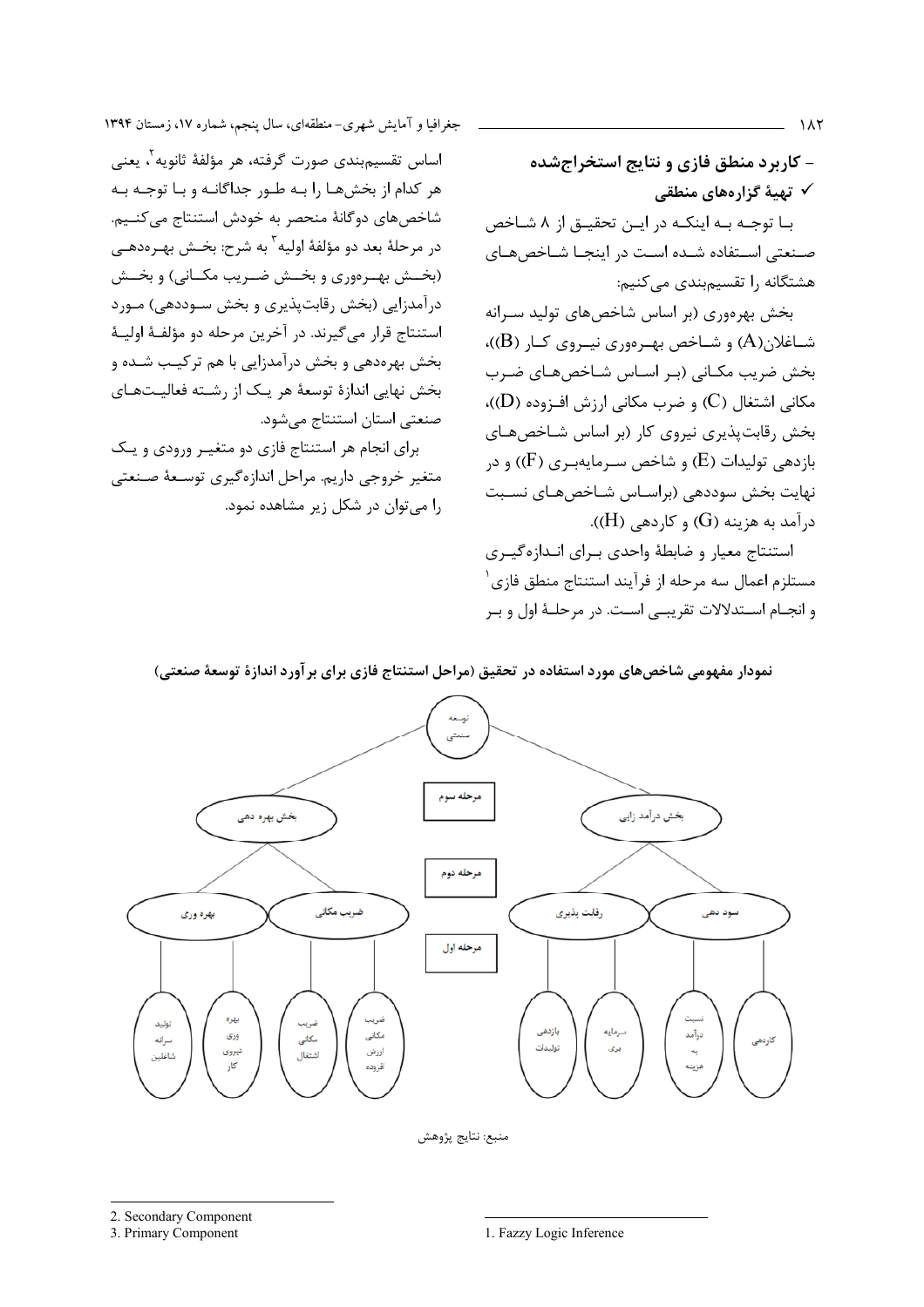## - کاربرد منطق فازی و نتایج استخراج‌شده

### ✓ تهیهٔ گزاره‌های منطقی

با توجه به اینکه در این تحقیق از ۸ شاخص صنعتی استفاده شده است در اینجا شاخص‌های هشتگانه را تقسیم‌بندی می‌کنیم:

بخش بهره‌وری (بر اساس شاخص‌های تولید سرانه شاغلان(A) و شاخص بهره‌وری نیروی کار (B))، بخش ضریب مکانی (بر اساس شاخص‌های ضرب مکانی اشتغال (C) و ضرب مکانی ارزش افزوده (D))، بخش رقابت‌پذیری نیروی کار (بر اساس شاخص‌های بازدهی تولیدات (E) و شاخص سرمایه‌بری (F)) و در نهایت بخش سوددهی (براساس شاخص‌های نسبت درآمد به هزینه (G) و کاردهی (H)).

استنتاج معیار و ضابطهٔ واحدی برای اندازه‌گیری مستلزم اعمال سه مرحله از فرآیند استنتاج منطق فازی[1] و انجام استدلالات تقریبی است. در مرحلهٔ اول و بر اساس تقسیم‌بندی صورت گرفته، هر مؤلفهٔ ثانویه[2]، یعنی هر کدام از بخش‌ها را به طور جداگانه و با توجه به شاخص‌های دوگانهٔ منحصر به خودش استنتاج می‌کنیم. در مرحلهٔ بعد دو مؤلفهٔ اولیه[3] به شرح: بخش بهره‌دهی (بخش بهره‌وری و بخش ضریب مکانی) و بخش درآمدزایی (بخش رقابت‌پذیری و بخش سوددهی) مورد استنتاج قرار می‌گیرند. در آخرین مرحله دو مؤلفهٔ اولیهٔ بخش بهره‌دهی و بخش درآمدزایی با هم ترکیب شده و بخش نهایی اندازهٔ توسعهٔ هر یک از رشته فعالیت‌های صنعتی استان استنتاج می‌شود.

برای انجام هر استنتاج فازی دو متغیر ورودی و یک متغیر خروجی داریم. مراحل اندازه‌گیری توسعهٔ صنعتی را می‌توان در شکل زیر مشاهده نمود.

**نمودار مفهومی شاخص‌های مورد استفاده در تحقیق (مراحل استنتاج فازی برای برآورد اندازهٔ توسعهٔ صنعتی)**

توسعه صنعتی

مرحله سوم: بخش بهره دهی — بخش درآمد زایی

مرحله دوم: بهره وری — ضریب مکانی — رقابت پذیری — سود دهی

مرحله اول: تولید سرانه شاغلین — بهره وری نیروی کار — ضریب مکانی اشتغال — ضریب مکانی ارزش افزوده — بازدهی تولیدات — سرمایه بری — نسبت درآمد به هزینه — کاردهی

منبع: نتایج پژوهش

---

1. Fazzy Logic Inference
2. Secondary Component
3. Primary Component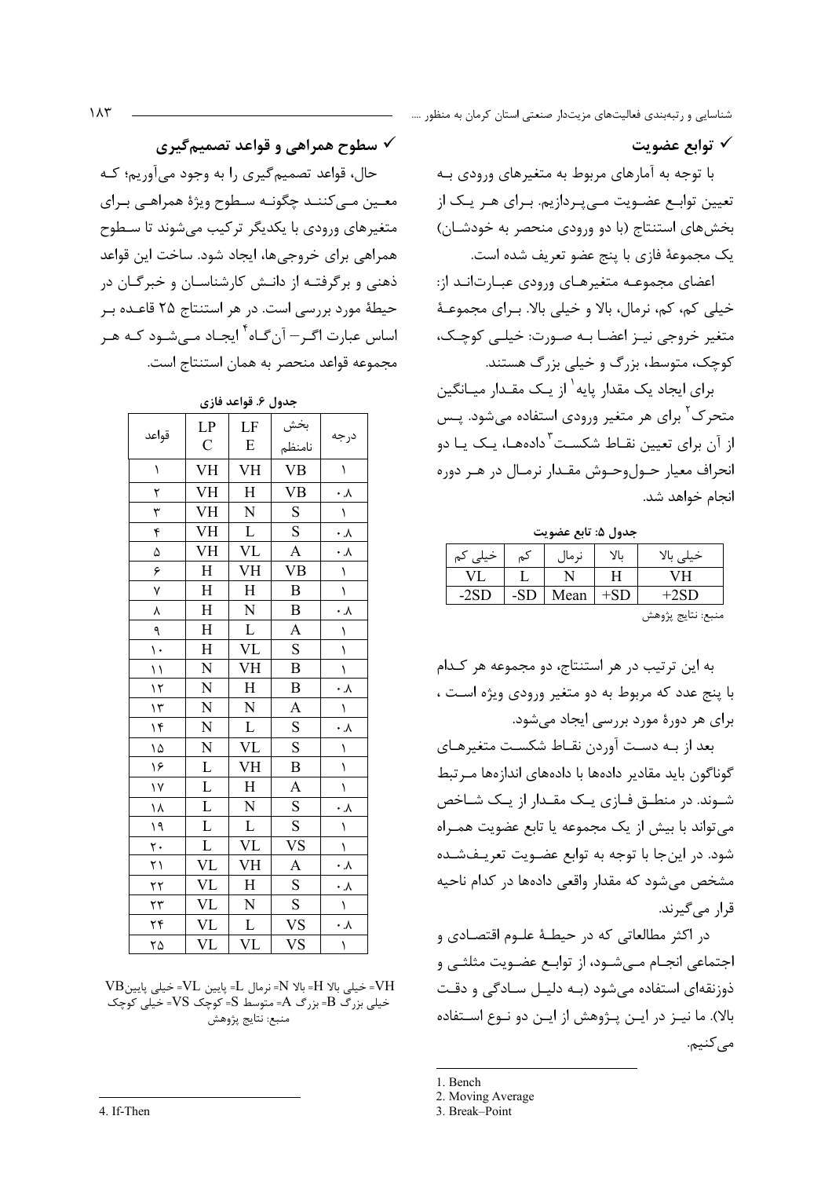## ✓ توابع عضویت

با توجه به آمارهای مربوط به متغیرهای ورودی به تعیین توابع عضویت می‌پردازیم. برای هر یک از بخش‌های استنتاج (با دو ورودی منحصر به خودشان) یک مجموعهٔ فازی با پنج عضو تعریف شده است.

اعضای مجموعه متغیرهای ورودی عبارت‌اند از: خیلی کم، کم، نرمال، بالا و خیلی بالا. برای مجموعهٔ متغیر خروجی نیز اعضا به صورت: خیلی کوچک، کوچک، متوسط، بزرگ و خیلی بزرگ هستند.

برای ایجاد یک مقدار پایه[1] از یک مقدار میانگین متحرک[2] برای هر متغیر ورودی استفاده می‌شود. پس از آن برای تعیین نقاط شکست[3] داده‌ها، یک یا دو انحراف معیار حول‌وحوش مقدار نرمال در هر دوره انجام خواهد شد.

**جدول ۵: تابع عضویت**

| خیلی بالا | بالا | نرمال | کم | خیلی کم |
|---|---|---|---|---|
| VH | H | N | L | VL |
| +2SD | +SD | Mean | -SD | -2SD |

منبع: نتایج پژوهش

به این ترتیب در هر استنتاج، دو مجموعه هر کدام با پنج عدد که مربوط به دو متغیر ورودی ویژه است ، برای هر دورهٔ مورد بررسی ایجاد می‌شود.

بعد از به دست آوردن نقاط شکست متغیرهای گوناگون باید مقادیر داده‌ها با داده‌های اندازه‌ها مرتبط شوند. در منطق فازی یک مقدار از یک شاخص می‌تواند با بیش از یک مجموعه یا تابع عضویت همراه شود. در این‌جا با توجه به توابع عضویت تعریف‌شده مشخص می‌شود که مقدار واقعی داده‌ها در کدام ناحیه قرار می‌گیرند.

در اکثر مطالعاتی که در حیطهٔ علوم اقتصادی و اجتماعی انجام می‌شود، از توابع عضویت مثلثی و ذوزنقه‌ای استفاده می‌شود (به دلیل سادگی و دقت بالا). ما نیز در این پژوهش از این دو نوع استفاده می‌کنیم.

## ✓ سطوح همراهی و قواعد تصمیم‌گیری

حال، قواعد تصمیم‌گیری را به وجود می‌آوریم؛ که معین می‌کنند چگونه سطوح ویژهٔ همراهی برای متغیرهای ورودی با یکدیگر ترکیب می‌شوند تا سطوح همراهی برای خروجی‌ها، ایجاد شود. ساخت این قواعد ذهنی و برگرفته از دانش کارشناسان و خبرگان در حیطهٔ مورد بررسی است. در هر استنتاج ۲۵ قاعده بر اساس عبارت اگر– آن‌گاه[4] ایجاد می‌شود که هر مجموعه قواعد منحصر به همان استنتاج است.

**جدول ۶. قواعد فازی**

| قواعد | LPC | LFE | بخش نامنظم | درجه |
|---|---|---|---|---|
| ۱ | VH | VH | VB | ۱ |
| ۲ | VH | H | VB | ۰.۸ |
| ۳ | VH | N | S | ۱ |
| ۴ | VH | L | S | ۰.۸ |
| ۵ | VH | VL | A | ۰.۸ |
| ۶ | H | VH | VB | ۱ |
| ۷ | H | H | B | ۱ |
| ۸ | H | N | B | ۰.۸ |
| ۹ | H | L | A | ۱ |
| ۱۰ | H | VL | S | ۱ |
| ۱۱ | N | VH | B | ۱ |
| ۱۲ | N | H | B | ۰.۸ |
| ۱۳ | N | N | A | ۱ |
| ۱۴ | N | L | S | ۰.۸ |
| ۱۵ | N | VL | S | ۱ |
| ۱۶ | L | VH | B | ۱ |
| ۱۷ | L | H | A | ۱ |
| ۱۸ | L | N | S | ۰.۸ |
| ۱۹ | L | L | S | ۱ |
| ۲۰ | L | VL | VS | ۱ |
| ۲۱ | VL | VH | A | ۰.۸ |
| ۲۲ | VL | H | S | ۰.۸ |
| ۲۳ | VL | N | S | ۱ |
| ۲۴ | VL | L | VS | ۰.۸ |
| ۲۵ | VL | VL | VS | ۱ |

VH= خیلی بالا H= بالا N= نرمال L= پایین VL= خیلی پایین VB= خیلی بزرگ B= بزرگ A= متوسط S= کوچک VS= خیلی کوچک

منبع: نتایج پژوهش

---

1. Bench
2. Moving Average
3. Break–Point
4. If-Then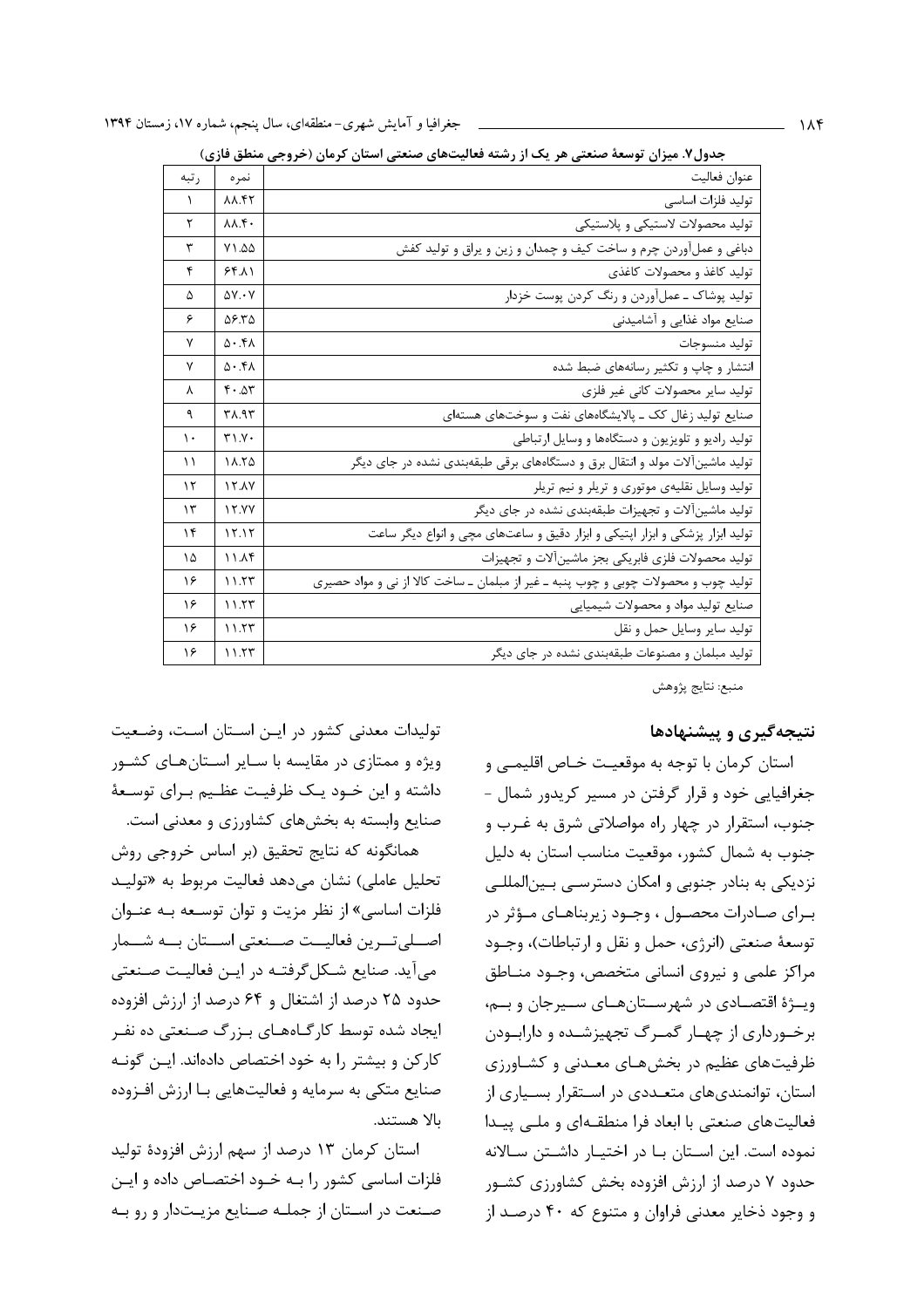جدول۷. میزان توسعهٔ صنعتی هر یک از رشته فعالیت‌های صنعتی استان کرمان (خروجی منطق فازی)

| عنوان فعالیت | نمره | رتبه |
|---|---|---|
| تولید فلزات اساسی | ۸۸.۴۲ | ۱ |
| تولید محصولات لاستیکی و پلاستیکی | ۸۸.۴۰ | ۲ |
| دباغی و عمل‌آوردن چرم و ساخت کیف و چمدان و زین و یراق و تولید کفش | ۷۱.۵۵ | ۳ |
| تولید کاغذ و محصولات کاغذی | ۶۴.۸۱ | ۴ |
| تولید پوشاک ـ عمل‌آوردن و رنگ کردن پوست خزدار | ۵۷.۰۷ | ۵ |
| صنایع مواد غذایی و آشامیدنی | ۵۶.۳۵ | ۶ |
| تولید منسوجات | ۵۰.۴۸ | ۷ |
| انتشار و چاپ و تکثیر رسانه‌های ضبط شده | ۵۰.۴۸ | ۷ |
| تولید سایر محصولات کانی غیر فلزی | ۴۰.۵۳ | ۸ |
| صنایع تولید زغال کک ـ پالایشگاه‌های نفت و سوخت‌های هسته‌ای | ۳۸.۹۳ | ۹ |
| تولید رادیو و تلویزیون و دستگاه‌ها و وسایل ارتباطی | ۳۱.۷۰ | ۱۰ |
| تولید ماشین‌آلات مولد و انتقال برق و دستگاه‌های برقی طبقه‌بندی نشده در جای دیگر | ۱۸.۲۵ | ۱۱ |
| تولید وسایل نقلیه‌ی موتوری و تریلر و نیم تریلر | ۱۲.۸۷ | ۱۲ |
| تولید ماشین‌آلات و تجهیزات طبقه‌بندی نشده در جای دیگر | ۱۲.۷۷ | ۱۳ |
| تولید ابزار پزشکی و ابزار اپتیکی و ابزار دقیق و ساعت‌های مچی و انواع دیگر ساعت | ۱۲.۱۲ | ۱۴ |
| تولید محصولات فلزی فابریکی بجز ماشین‌آلات و تجهیزات | ۱۱.۸۴ | ۱۵ |
| تولید چوب و محصولات چوبی و چوب پنبه ـ غیر از مبلمان ـ ساخت کالا از نی و مواد حصیری | ۱۱.۲۳ | ۱۶ |
| صنایع تولید مواد و محصولات شیمیایی | ۱۱.۲۳ | ۱۶ |
| تولید سایر وسایل حمل و نقل | ۱۱.۲۳ | ۱۶ |
| تولید مبلمان و مصنوعات طبقه‌بندی نشده در جای دیگر | ۱۱.۲۳ | ۱۶ |

منبع: نتایج پژوهش

## نتیجه‌گیری و پیشنهادها

استان کرمان با توجه به موقعیت خاص اقلیمی و جغرافیایی خود و قرار گرفتن در مسیر کریدور شمال - جنوب، استقرار در چهار راه مواصلاتی شرق به غرب و جنوب به شمال کشور، موقعیت مناسب استان به دلیل نزدیکی به بنادر جنوبی و امکان دسترسی بین‌المللی برای صادرات محصول ، وجود زیربناهای مؤثر در توسعهٔ صنعتی (انرژی، حمل و نقل و ارتباطات)، وجود مراکز علمی و نیروی انسانی متخصص، وجود مناطق ویژهٔ اقتصادی در شهرستان‌های سیرجان و بم، برخورداری از چهار گمرگ تجهیزشده و دارابودن ظرفیت‌های عظیم در بخش‌های معدنی و کشاورزی استان، توانمندی‌های متعددی در استقرار بسیاری از فعالیت‌های صنعتی با ابعاد فرا منطقه‌ای و ملی پیدا نموده است. این استان با در اختیار داشتن سالانه حدود ۷ درصد از ارزش افزوده بخش کشاورزی کشور و وجود ذخایر معدنی فراوان و متنوع که ۴۰ درصد از تولیدات معدنی کشور در این استان است، وضعیت ویژه و ممتازی در مقایسه با سایر استان‌های کشور داشته و این خود یک ظرفیت عظیم برای توسعهٔ صنایع وابسته به بخش‌های کشاورزی و معدنی است.

همانگونه که نتایج تحقیق (بر اساس خروجی روش تحلیل عاملی) نشان می‌دهد فعالیت مربوط به «تولید فلزات اساسی» از نظر مزیت و توان توسعه به عنوان اصلی‌ترین فعالیت صنعتی استان به شمار می‌آید. صنایع شکل‌گرفته در این فعالیت صنعتی حدود ۲۵ درصد از اشتغال و ۶۴ درصد از ارزش افزوده ایجاد شده توسط کارگاه‌های بزرگ صنعتی ده نفر کارکن و بیشتر را به خود اختصاص داده‌اند. این گونه صنایع متکی به سرمایه و فعالیت‌هایی با ارزش افزوده بالا هستند.

استان کرمان ۱۳ درصد از سهم ارزش افزودهٔ تولید فلزات اساسی کشور را به خود اختصاص داده و این صنعت در استان از جمله صنایع مزیت‌دار و رو به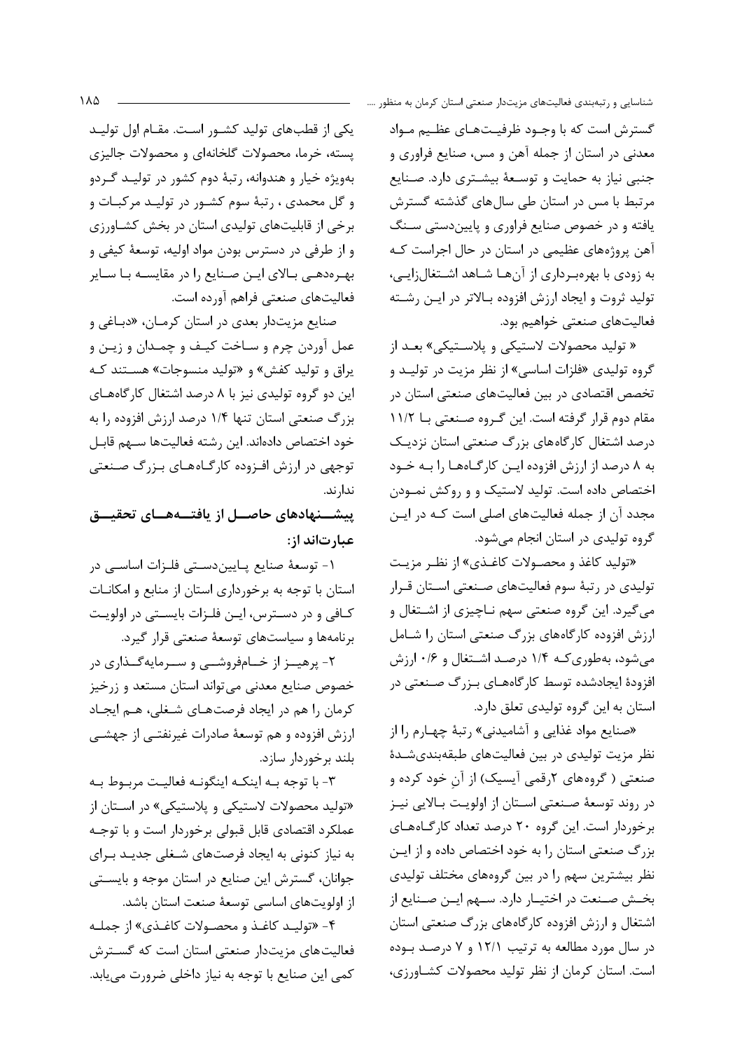گسترش است که با وجود ظرفیت‌های عظیم مواد معدنی در استان از جمله آهن و مس، صنایع فراوری و جنبی نیاز به حمایت و توسعهٔ بیشتری دارد. صنایع مرتبط با مس در استان طی سال‌های گذشته گسترش یافته و در خصوص صنایع فراوری و پایین‌دستی سنگ آهن پروژه‌های عظیمی در استان در حال اجراست که به زودی با بهره‌برداری از آن‌ها شاهد اشتغال‌زایی، تولید ثروت و ایجاد ارزش افزوده بالاتر در این رشته فعالیت‌های صنعتی خواهیم بود.

« تولید محصولات لاستیکی و پلاستیکی» بعد از گروه تولیدی «فلزات اساسی» از نظر مزیت در تولید و تخصص اقتصادی در بین فعالیت‌های صنعتی استان در مقام دوم قرار گرفته است. این گروه صنعتی با ۱۱/۲ درصد اشتغال کارگاه‌های بزرگ صنعتی استان نزدیک به ۸ درصد از ارزش افزوده این کارگاه‌ها را به خود اختصاص داده است. تولید لاستیک و و روکش نمودن مجدد آن از جمله فعالیت‌های اصلی است که در این گروه تولیدی در استان انجام می‌شود.

«تولید کاغذ و محصولات کاغذی» از نظر مزیت تولیدی در رتبهٔ سوم فعالیت‌های صنعتی استان قرار می‌گیرد. این گروه صنعتی سهم ناچیزی از اشتغال و ارزش افزوده کارگاه‌های بزرگ صنعتی استان را شامل می‌شود، به‌طوری‌که ۱/۴ درصد اشتغال و ۰/۶ ارزش افزودهٔ ایجادشده توسط کارگاه‌های بزرگ صنعتی در استان به این گروه تولیدی تعلق دارد.

«صنایع مواد غذایی و آشامیدنی» رتبهٔ چهارم را از نظر مزیت تولیدی در بین فعالیت‌های طبقه‌بندی‌شدهٔ صنعتی ( گروه‌های ۲رقمی آیسیک) از آنِ خود کرده و در روند توسعهٔ صنعتی استان از اولویت بالایی نیز برخوردار است. این گروه ۲۰ درصد تعداد کارگاه‌های بزرگ صنعتی استان را به خود اختصاص داده و از این نظر بیشترین سهم را در بین گروه‌های مختلف تولیدی بخش صنعت در اختیار دارد. سهم این صنایع از اشتغال و ارزش افزوده کارگاه‌های بزرگ صنعتی استان در سال مورد مطالعه به ترتیب ۱۲/۱ و ۷ درصد بوده است. استان کرمان از نظر تولید محصولات کشاورزی، یکی از قطب‌های تولید کشور است. مقام اول تولید پسته، خرما، محصولات گلخانه‌ای و محصولات جالیزی به‌ویژه خیار و هندوانه، رتبهٔ دوم کشور در تولید گردو و گل محمدی ، رتبهٔ سوم کشور در تولید مرکبات و برخی از قابلیت‌های تولیدی استان در بخش کشاورزی و از طرفی در دسترس بودن مواد اولیه، توسعهٔ کیفی و بهره‌دهی بالای این صنایع را در مقایسه با سایر فعالیت‌های صنعتی فراهم آورده است.

صنایع مزیت‌دار بعدی در استان کرمان، «دباغی و عمل آوردن چرم و ساخت کیف و چمدان و زین و یراق و تولید کفش» و «تولید منسوجات» هستند که این دو گروه تولیدی نیز با ۸ درصد اشتغال کارگاه‌های بزرگ صنعتی استان تنها ۱/۴ درصد ارزش افزوده را به خود اختصاص داده‌اند. این رشته فعالیت‌ها سهم قابل توجهی در ارزش افزوده کارگاه‌های بزرگ صنعتی ندارند.

## پیشنهادهای حاصل از یافته‌های تحقیق عبارت‌اند از:

۱- توسعهٔ صنایع پایین‌دستی فلزات اساسی در استان با توجه به برخورداری استان از منابع و امکانات کافی و در دسترس، این فلزات بایستی در اولویت برنامه‌ها و سیاست‌های توسعهٔ صنعتی قرار گیرد.

۲- پرهیز از خام‌فروشی و سرمایه‌گذاری در خصوص صنایع معدنی می‌تواند استان مستعد و زرخیز کرمان را هم در ایجاد فرصت‌های شغلی، هم ایجاد ارزش افزوده و هم توسعهٔ صادرات غیرنفتی از جهشی بلند برخوردار سازد.

۳- با توجه به اینکه اینگونه فعالیت مربوط به «تولید محصولات لاستیکی و پلاستیکی» در استان از عملکرد اقتصادی قابل قبولی برخوردار است و با توجه به نیاز کنونی به ایجاد فرصت‌های شغلی جدید برای جوانان، گسترش این صنایع در استان موجه و بایستی از اولویت‌های اساسی توسعهٔ صنعت استان باشد.

۴- «تولید کاغذ و محصولات کاغذی» از جمله فعالیت‌های مزیت‌دار صنعتی استان است که گسترش کمی این صنایع با توجه به نیاز داخلی ضرورت می‌یابد.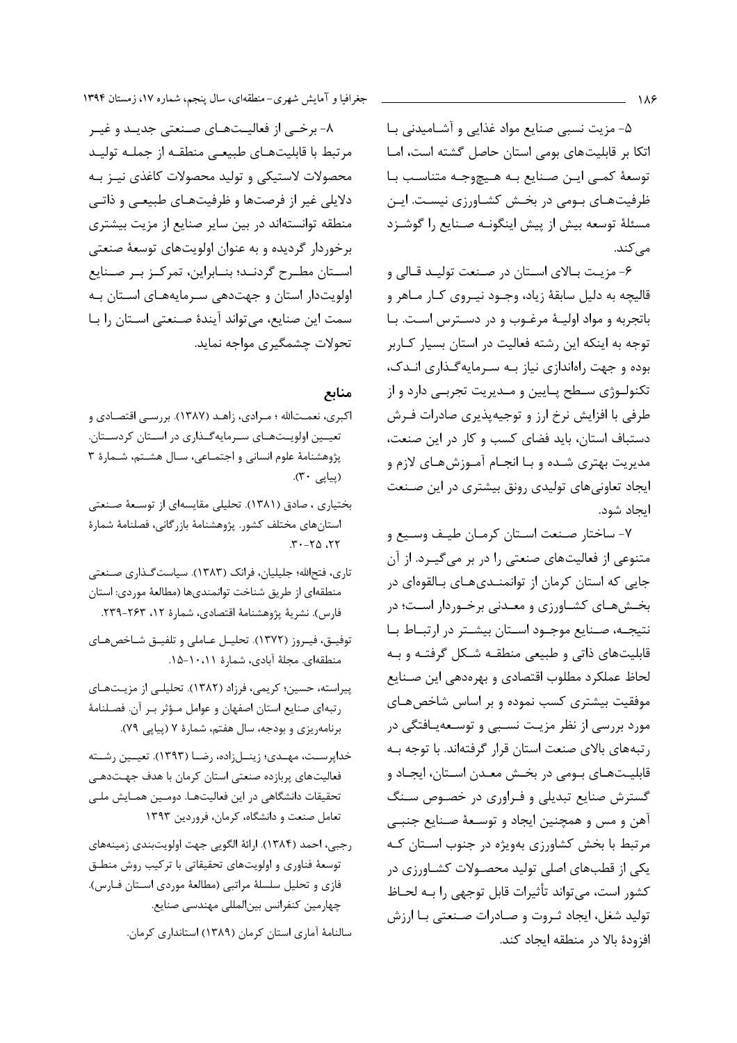۵- مزیت نسبی صنایع مواد غذایی و آشامیدنی با اتکا بر قابلیت‌های بومی استان حاصل گشته است، اما توسعۀ کمی این صنایع به هیچ‌وجه متناسب با ظرفیت‌های بومی در بخش کشاورزی نیست. این مسئلۀ توسعه بیش از پیش اینگونه صنایع را گوشزد می‌کند.

۶- مزیت بالای استان در صنعت تولید قالی و قالیچه به دلیل سابقۀ زیاد، وجود نیروی کار ماهر و باتجربه و مواد اولیۀ مرغوب و در دسترس است. با توجه به اینکه این رشته فعالیت در استان بسیار کاربر بوده و جهت راه‌اندازی نیاز به سرمایه‌گذاری اندک، تکنولوژی سطح پایین و مدیریت تجربی دارد و از طرفی با افزایش نرخ ارز و توجیه‌پذیری صادرات فرش دستباف استان، باید فضای کسب و کار در این صنعت، مدیریت بهتری شده و با انجام آموزش‌های لازم و ایجاد تعاونی‌های تولیدی رونق بیشتری در این صنعت ایجاد شود.

۷- ساختار صنعت استان کرمان طیف وسیع و متنوعی از فعالیت‌های صنعتی را در بر می‌گیرد. از آن جایی که استان کرمان از توانمندی‌های بالقوه‌ای در بخش‌های کشاورزی و معدنی برخوردار است؛ در نتیجه، صنایع موجود استان بیشتر در ارتباط با قابلیت‌های ذاتی و طبیعی منطقه شکل گرفته و به لحاظ عملکرد مطلوب اقتصادی و بهره‌دهی این صنایع موفقیت بیشتری کسب نموده و بر اساس شاخص‌های مورد بررسی از نظر مزیت نسبی و توسعه‌یافتگی در رتبه‌های بالای صنعت استان قرار گرفته‌اند. با توجه به قابلیت‌های بومی در بخش معدن استان، ایجاد و گسترش صنایع تبدیلی و فراوری در خصوص سنگ آهن و مس و همچنین ایجاد و توسعۀ صنایع جنبی مرتبط با بخش کشاورزی به‌ویژه در جنوب استان که یکی از قطب‌های اصلی تولید محصولات کشاورزی در کشور است، می‌تواند تأثیرات قابل توجهی را به لحاظ تولید شغل، ایجاد ثروت و صادرات صنعتی با ارزش افزودۀ بالا در منطقه ایجاد کند.

۸- برخی از فعالیت‌های صنعتی جدید و غیر مرتبط با قابلیت‌های طبیعی منطقه از جمله تولید محصولات لاستیکی و تولید محصولات کاغذی نیز به دلایلی غیر از فرصت‌ها و ظرفیت‌های طبیعی و ذاتی منطقه توانسته‌اند در بین سایر صنایع از مزیت بیشتری برخوردار گردیده و به عنوان اولویت‌های توسعۀ صنعتی استان مطرح گردند؛ بنابراین، تمرکز بر صنایع اولویت‌دار استان و جهت‌دهی سرمایه‌های استان به سمت این صنایع، می‌تواند آیندۀ صنعتی استان را با تحولات چشمگیری مواجه نماید.

## منابع

اکبری، نعمت‌الله ؛ مرادی، زاهد (۱۳۸۷). بررسی اقتصادی و تعیین اولویت‌های سرمایه‌گذاری در استان کردستان. پژوهشنامۀ علوم انسانی و اجتماعی، سال هشتم، شمارۀ ۳ (پیاپی ۳۰).

بختیاری ، صادق (۱۳۸۱). تحلیلی مقایسه‌ای از توسعۀ صنعتی استان‌های مختلف کشور. پژوهشنامۀ بازرگانی، فصلنامۀ شمارۀ ۲۲، ۲۵-۳۰.

تاری، فتح‌الله؛ جلیلیان، فرانک (۱۳۸۳). سیاست‌گذاری صنعتی منطقه‌ای از طریق شناخت توانمندی‌ها (مطالعۀ موردی: استان فارس). نشریۀ پژوهشنامۀ اقتصادی، شمارۀ ۱۲، ۲۶۳-۲۳۹.

توفیق، فیروز (۱۳۷۲). تحلیل عاملی و تلفیق شاخص‌های منطقه‌ای. مجلۀ آبادی، شمارۀ ۱۱، ۱۰-۱۵.

پیراسته، حسین؛ کریمی، فرزاد (۱۳۸۲). تحلیلی از مزیت‌های رتبه‌ای صنایع استان اصفهان و عوامل مؤثر بر آن. فصلنامۀ برنامه‌ریزی و بودجه، سال هفتم، شمارۀ ۷ (پیاپی ۷۹).

خداپرست، مهدی؛ زینل‌زاده، رضا (۱۳۹۳). تعیین رشته فعالیت‌های پربازده صنعتی استان کرمان با هدف جهت‌دهی تحقیقات دانشگاهی در این فعالیت‌ها. دومین همایش ملی تعامل صنعت و دانشگاه، کرمان، فروردین ۱۳۹۳

رجبی، احمد (۱۳۸۴). ارائۀ الگویی جهت اولویت‌بندی زمینه‌های توسعۀ فناوری و اولویت‌های تحقیقاتی با ترکیب روش منطق فازی و تحلیل سلسلۀ مراتبی (مطالعۀ موردی استان فارس). چهارمین کنفرانس بین‌المللی مهندسی صنایع.

سالنامۀ آماری استان کرمان (۱۳۸۹) استانداری کرمان.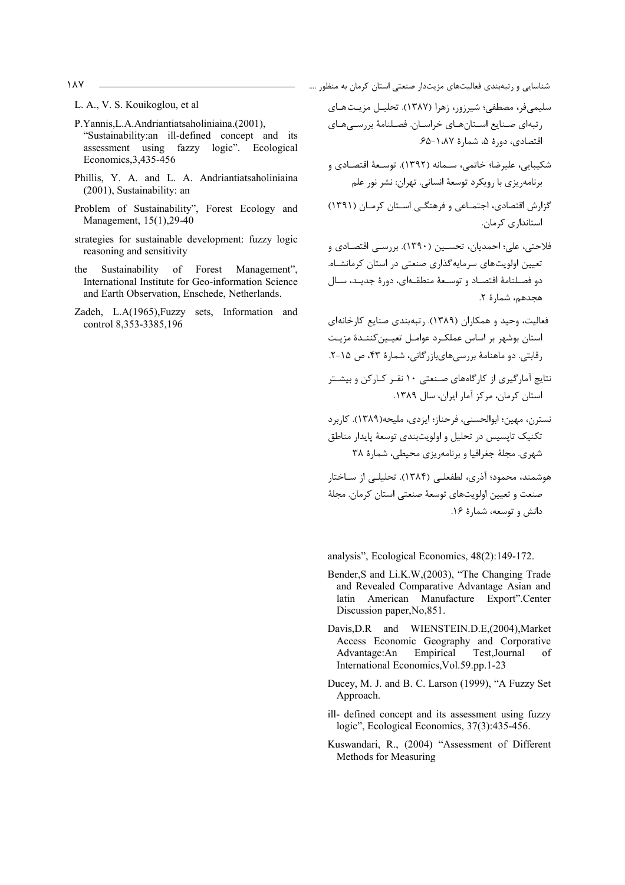سلیمی‌فر، مصطفی؛ شیرزور، زهرا (۱۳۸۷). تحلیل مزیت‌های رتبه‌ای صنایع استان‌های خراسان. فصلنامهٔ بررسی‌های اقتصادی، دورهٔ ۵، شمارهٔ ۱،۸۷-۶۵.

شکیبایی، علیرضا؛ خاتمی، سمانه (۱۳۹۲). توسعهٔ اقتصادی و برنامه‌ریزی با رویکرد توسعهٔ انسانی. تهران: نشر نور علم

گزارش اقتصادی، اجتماعی و فرهنگی استان کرمان (۱۳۹۱) استانداری کرمان.

فلاحتی، علی؛ احمدیان، تحسین (۱۳۹۰). بررسی اقتصادی و تعیین اولویت‌های سرمایه‌گذاری صنعتی در استان کرمانشاه. دو فصلنامهٔ اقتصاد و توسعهٔ منطقه‌ای، دورهٔ جدید، سال هجدهم، شمارهٔ ۲.

فعالیت، وحید و همکاران (۱۳۸۹). رتبه‌بندی صنایع کارخانه‌ای استان بوشهر بر اساس عملکرد عوامل تعیین‌کنندهٔ مزیت رقابتی. دو ماهنامهٔ بررسی‌های‌بازرگانی، شمارهٔ ۴۳، ص ۱۵-۲.

نتایج آمارگیری از کارگاه‌های صنعتی ۱۰ نفر کارکن و بیشتر استان کرمان، مرکز آمار ایران، سال ۱۳۸۹.

نسترن، مهین؛ ابوالحسنی، فرحناز؛ ایزدی، ملیحه(۱۳۸۹). کاربرد تکنیک تاپسیس در تحلیل و اولویت‌بندی توسعهٔ پایدار مناطق شهری. مجلهٔ جغرافیا و برنامه‌ریزی محیطی، شمارهٔ ۳۸

هوشمند، محمود؛ آذری، لطفعلی (۱۳۸۴). تحلیلی از ساختار صنعت و تعیین اولویت‌های توسعهٔ صنعتی استان کرمان. مجلهٔ دانش و توسعه، شمارهٔ ۱۶.

analysis", Ecological Economics, 48(2):149-172.

Bender,S and Li.K.W,(2003), "The Changing Trade and Revealed Comparative Advantage Asian and latin American Manufacture Export".Center Discussion paper,No,851.

Davis,D.R and WIENSTEIN.D.E,(2004),Market Access Economic Geography and Corporative Advantage:An Empirical Test,Journal of International Economics,Vol.59.pp.1-23

Ducey, M. J. and B. C. Larson (1999), "A Fuzzy Set Approach.

ill- defined concept and its assessment using fuzzy logic", Ecological Economics, 37(3):435-456.

Kuswandari, R., (2004) "Assessment of Different Methods for Measuring

L. A., V. S. Kouikoglou, et al

P.Yannis,L.A.Andriantiatsaholiniaina.(2001), "Sustainability:an ill-defined concept and its assessment using fazzy logic". Ecological Economics,3,435-456

Phillis, Y. A. and L. A. Andriantiatsaholiniaina (2001), Sustainability: an

Problem of Sustainability", Forest Ecology and Management, 15(1),29-40

strategies for sustainable development: fuzzy logic reasoning and sensitivity

the Sustainability of Forest Management", International Institute for Geo-information Science and Earth Observation, Enschede, Netherlands.

Zadeh, L.A(1965),Fuzzy sets, Information and control 8,353-3385,196